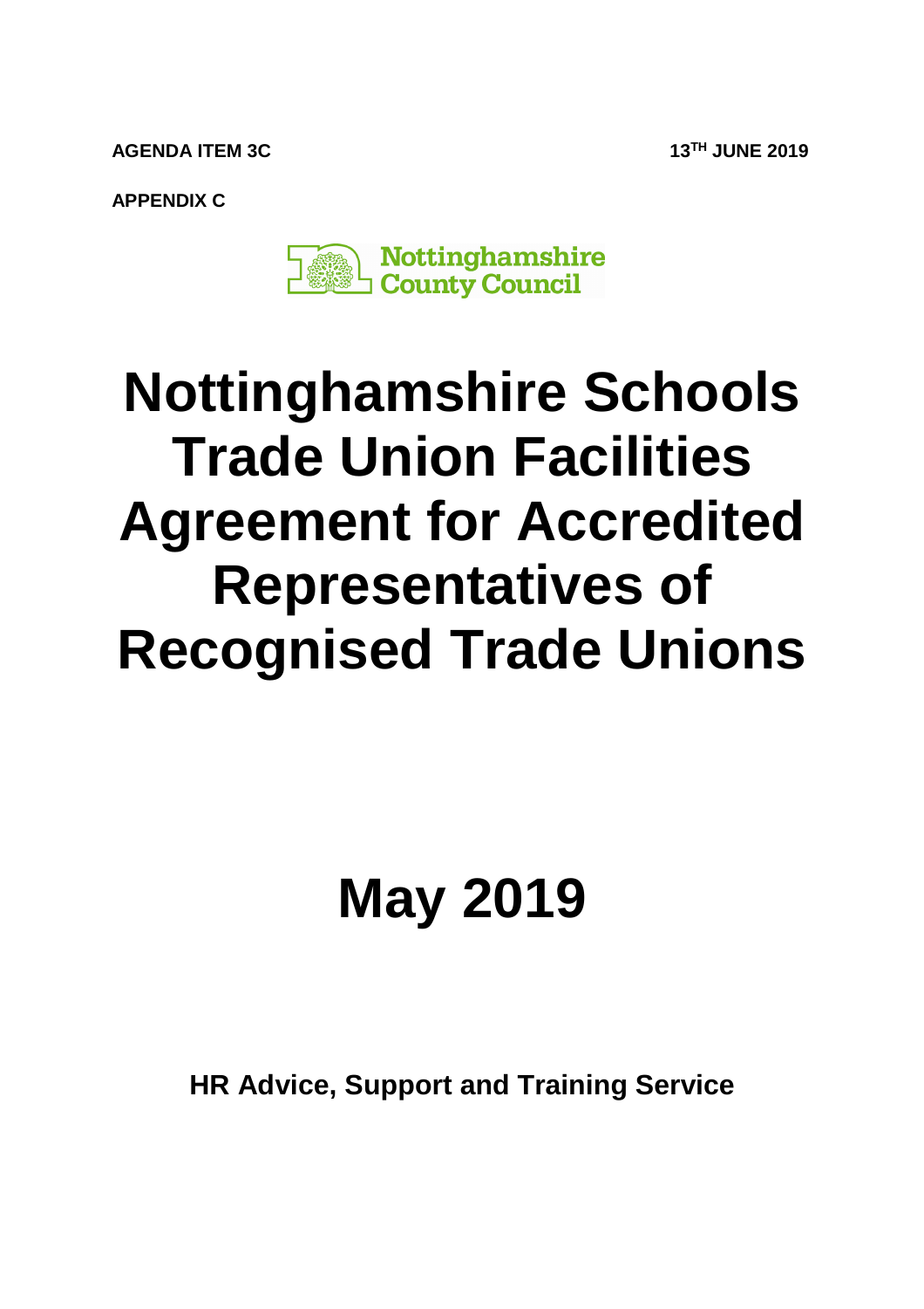**AGENDA ITEM 3C** **13TH JUNE 2019**

**APPENDIX C**

Nottinghamshire County Council

# Nottinghamshire Schools Trade Union Facilities Agreement for Accredited Representatives of Recognised Trade Unions

# May 2019

**HR Advice, Support and Training Service**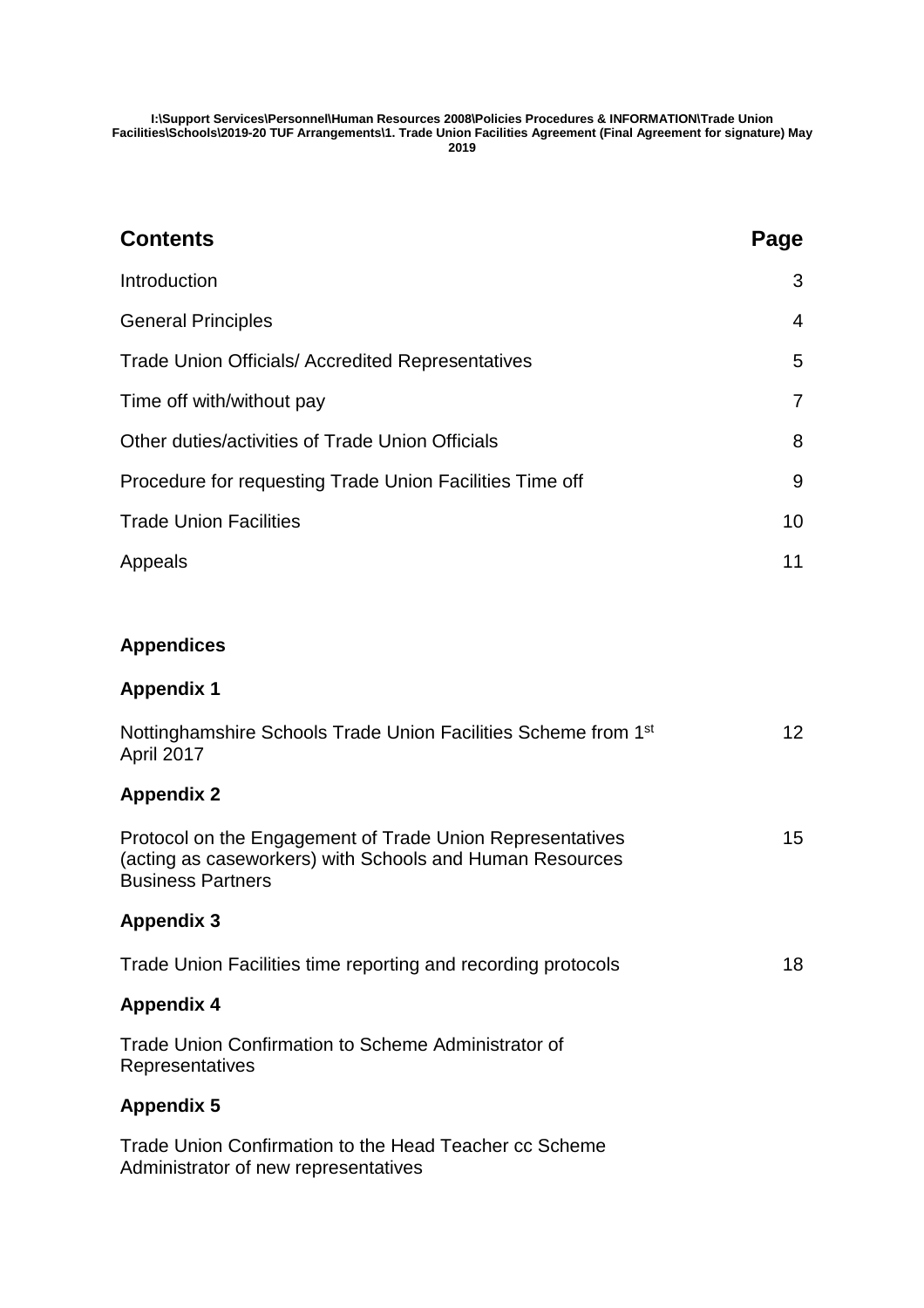I:\Support Services\Personnel\Human Resources 2008\Policies Procedures & INFORMATION\Trade Union Facilities\Schools\2019-20 TUF Arrangements\1. Trade Union Facilities Agreement (Final Agreement for signature) May 2019

| **Contents** | **Page** |
| --- | --- |
| Introduction | 3 |
| General Principles | 4 |
| Trade Union Officials/ Accredited Representatives | 5 |
| Time off with/without pay | 7 |
| Other duties/activities of Trade Union Officials | 8 |
| Procedure for requesting Trade Union Facilities Time off | 9 |
| Trade Union Facilities | 10 |
| Appeals | 11 |

**Appendices**

**Appendix 1**

Nottinghamshire Schools Trade Union Facilities Scheme from 1st April 2017 — 12

**Appendix 2**

Protocol on the Engagement of Trade Union Representatives (acting as caseworkers) with Schools and Human Resources Business Partners — 15

**Appendix 3**

Trade Union Facilities time reporting and recording protocols — 18

**Appendix 4**

Trade Union Confirmation to Scheme Administrator of Representatives

**Appendix 5**

Trade Union Confirmation to the Head Teacher cc Scheme Administrator of new representatives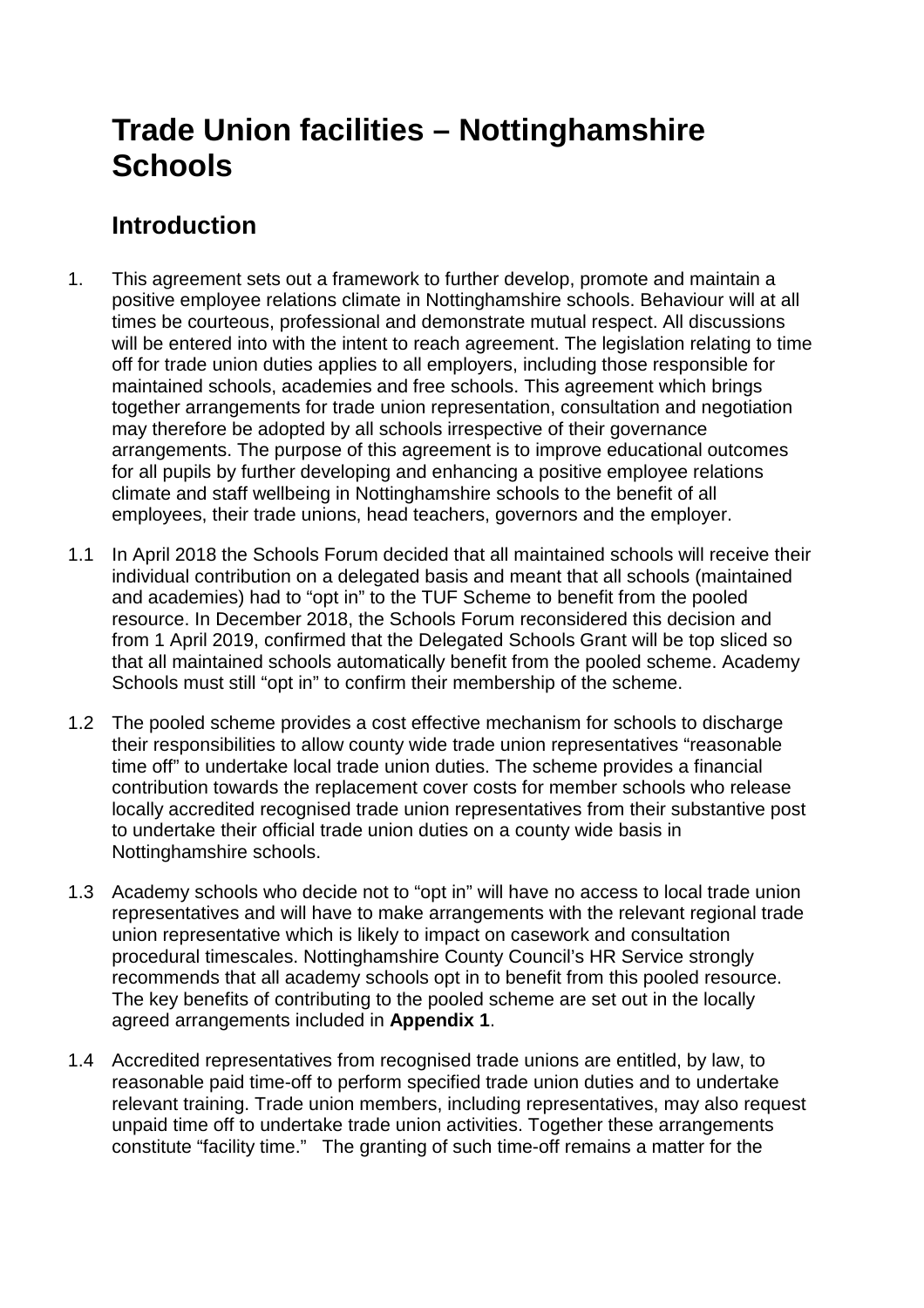# Trade Union facilities – Nottinghamshire Schools

## Introduction

1. This agreement sets out a framework to further develop, promote and maintain a positive employee relations climate in Nottinghamshire schools. Behaviour will at all times be courteous, professional and demonstrate mutual respect. All discussions will be entered into with the intent to reach agreement. The legislation relating to time off for trade union duties applies to all employers, including those responsible for maintained schools, academies and free schools. This agreement which brings together arrangements for trade union representation, consultation and negotiation may therefore be adopted by all schools irrespective of their governance arrangements. The purpose of this agreement is to improve educational outcomes for all pupils by further developing and enhancing a positive employee relations climate and staff wellbeing in Nottinghamshire schools to the benefit of all employees, their trade unions, head teachers, governors and the employer.

1.1 In April 2018 the Schools Forum decided that all maintained schools will receive their individual contribution on a delegated basis and meant that all schools (maintained and academies) had to "opt in" to the TUF Scheme to benefit from the pooled resource. In December 2018, the Schools Forum reconsidered this decision and from 1 April 2019, confirmed that the Delegated Schools Grant will be top sliced so that all maintained schools automatically benefit from the pooled scheme. Academy Schools must still "opt in" to confirm their membership of the scheme.

1.2 The pooled scheme provides a cost effective mechanism for schools to discharge their responsibilities to allow county wide trade union representatives "reasonable time off" to undertake local trade union duties. The scheme provides a financial contribution towards the replacement cover costs for member schools who release locally accredited recognised trade union representatives from their substantive post to undertake their official trade union duties on a county wide basis in Nottinghamshire schools.

1.3 Academy schools who decide not to "opt in" will have no access to local trade union representatives and will have to make arrangements with the relevant regional trade union representative which is likely to impact on casework and consultation procedural timescales. Nottinghamshire County Council's HR Service strongly recommends that all academy schools opt in to benefit from this pooled resource. The key benefits of contributing to the pooled scheme are set out in the locally agreed arrangements included in **Appendix 1**.

1.4 Accredited representatives from recognised trade unions are entitled, by law, to reasonable paid time-off to perform specified trade union duties and to undertake relevant training. Trade union members, including representatives, may also request unpaid time off to undertake trade union activities. Together these arrangements constitute "facility time." The granting of such time-off remains a matter for the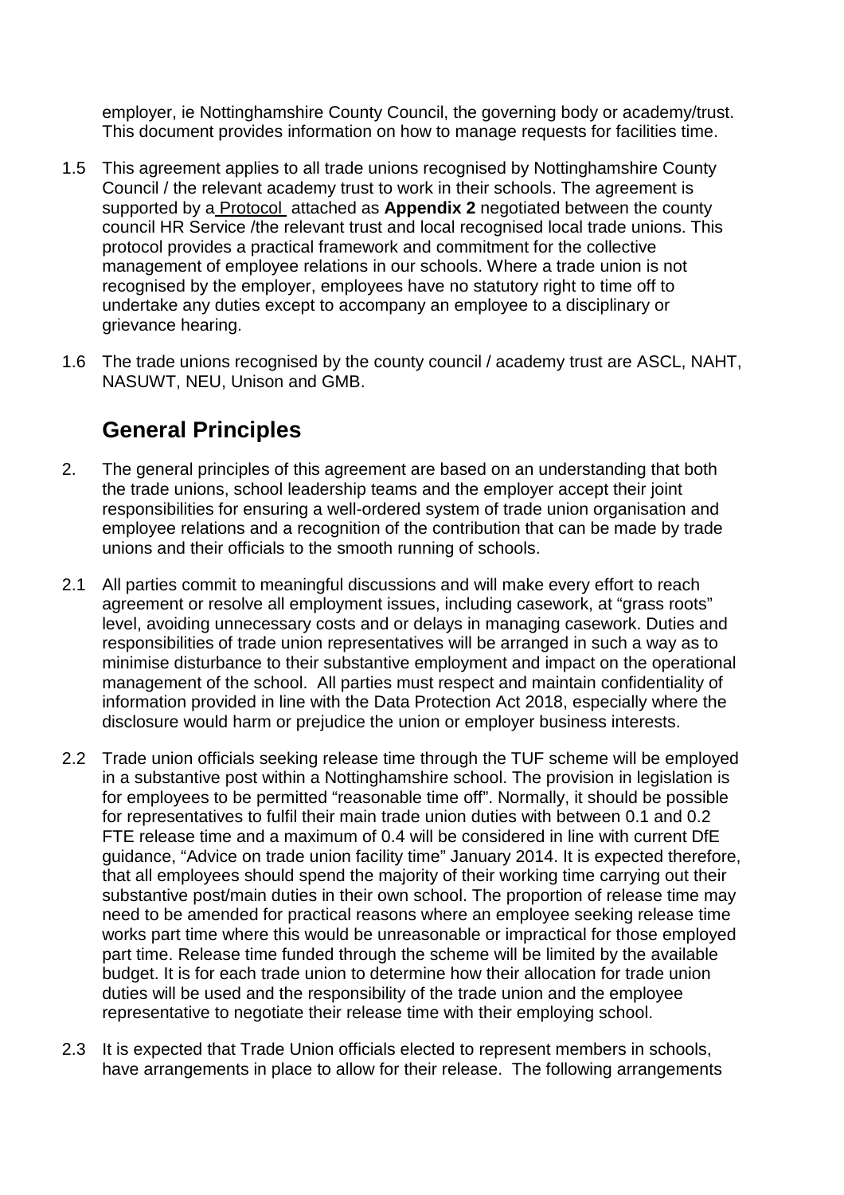employer, ie Nottinghamshire County Council, the governing body or academy/trust. This document provides information on how to manage requests for facilities time.

1.5 This agreement applies to all trade unions recognised by Nottinghamshire County Council / the relevant academy trust to work in their schools. The agreement is supported by a Protocol attached as **Appendix 2** negotiated between the county council HR Service /the relevant trust and local recognised local trade unions. This protocol provides a practical framework and commitment for the collective management of employee relations in our schools. Where a trade union is not recognised by the employer, employees have no statutory right to time off to undertake any duties except to accompany an employee to a disciplinary or grievance hearing.

1.6 The trade unions recognised by the county council / academy trust are ASCL, NAHT, NASUWT, NEU, Unison and GMB.

## General Principles

2. The general principles of this agreement are based on an understanding that both the trade unions, school leadership teams and the employer accept their joint responsibilities for ensuring a well-ordered system of trade union organisation and employee relations and a recognition of the contribution that can be made by trade unions and their officials to the smooth running of schools.

2.1 All parties commit to meaningful discussions and will make every effort to reach agreement or resolve all employment issues, including casework, at "grass roots" level, avoiding unnecessary costs and or delays in managing casework. Duties and responsibilities of trade union representatives will be arranged in such a way as to minimise disturbance to their substantive employment and impact on the operational management of the school. All parties must respect and maintain confidentiality of information provided in line with the Data Protection Act 2018, especially where the disclosure would harm or prejudice the union or employer business interests.

2.2 Trade union officials seeking release time through the TUF scheme will be employed in a substantive post within a Nottinghamshire school. The provision in legislation is for employees to be permitted "reasonable time off". Normally, it should be possible for representatives to fulfil their main trade union duties with between 0.1 and 0.2 FTE release time and a maximum of 0.4 will be considered in line with current DfE guidance, "Advice on trade union facility time" January 2014. It is expected therefore, that all employees should spend the majority of their working time carrying out their substantive post/main duties in their own school. The proportion of release time may need to be amended for practical reasons where an employee seeking release time works part time where this would be unreasonable or impractical for those employed part time. Release time funded through the scheme will be limited by the available budget. It is for each trade union to determine how their allocation for trade union duties will be used and the responsibility of the trade union and the employee representative to negotiate their release time with their employing school.

2.3 It is expected that Trade Union officials elected to represent members in schools, have arrangements in place to allow for their release. The following arrangements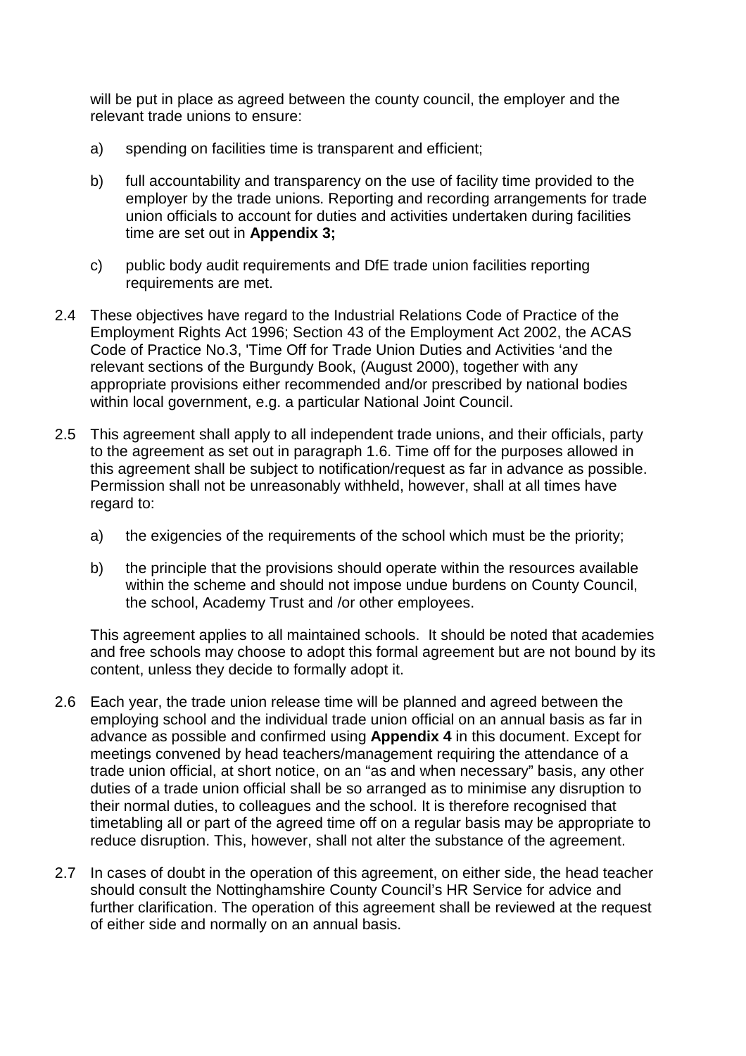will be put in place as agreed between the county council, the employer and the relevant trade unions to ensure:

a) spending on facilities time is transparent and efficient;

b) full accountability and transparency on the use of facility time provided to the employer by the trade unions. Reporting and recording arrangements for trade union officials to account for duties and activities undertaken during facilities time are set out in **Appendix 3;**

c) public body audit requirements and DfE trade union facilities reporting requirements are met.

2.4 These objectives have regard to the Industrial Relations Code of Practice of the Employment Rights Act 1996; Section 43 of the Employment Act 2002, the ACAS Code of Practice No.3, 'Time Off for Trade Union Duties and Activities 'and the relevant sections of the Burgundy Book, (August 2000), together with any appropriate provisions either recommended and/or prescribed by national bodies within local government, e.g. a particular National Joint Council.

2.5 This agreement shall apply to all independent trade unions, and their officials, party to the agreement as set out in paragraph 1.6. Time off for the purposes allowed in this agreement shall be subject to notification/request as far in advance as possible. Permission shall not be unreasonably withheld, however, shall at all times have regard to:

a) the exigencies of the requirements of the school which must be the priority;

b) the principle that the provisions should operate within the resources available within the scheme and should not impose undue burdens on County Council, the school, Academy Trust and /or other employees.

This agreement applies to all maintained schools. It should be noted that academies and free schools may choose to adopt this formal agreement but are not bound by its content, unless they decide to formally adopt it.

2.6 Each year, the trade union release time will be planned and agreed between the employing school and the individual trade union official on an annual basis as far in advance as possible and confirmed using **Appendix 4** in this document. Except for meetings convened by head teachers/management requiring the attendance of a trade union official, at short notice, on an "as and when necessary" basis, any other duties of a trade union official shall be so arranged as to minimise any disruption to their normal duties, to colleagues and the school. It is therefore recognised that timetabling all or part of the agreed time off on a regular basis may be appropriate to reduce disruption. This, however, shall not alter the substance of the agreement.

2.7 In cases of doubt in the operation of this agreement, on either side, the head teacher should consult the Nottinghamshire County Council's HR Service for advice and further clarification. The operation of this agreement shall be reviewed at the request of either side and normally on an annual basis.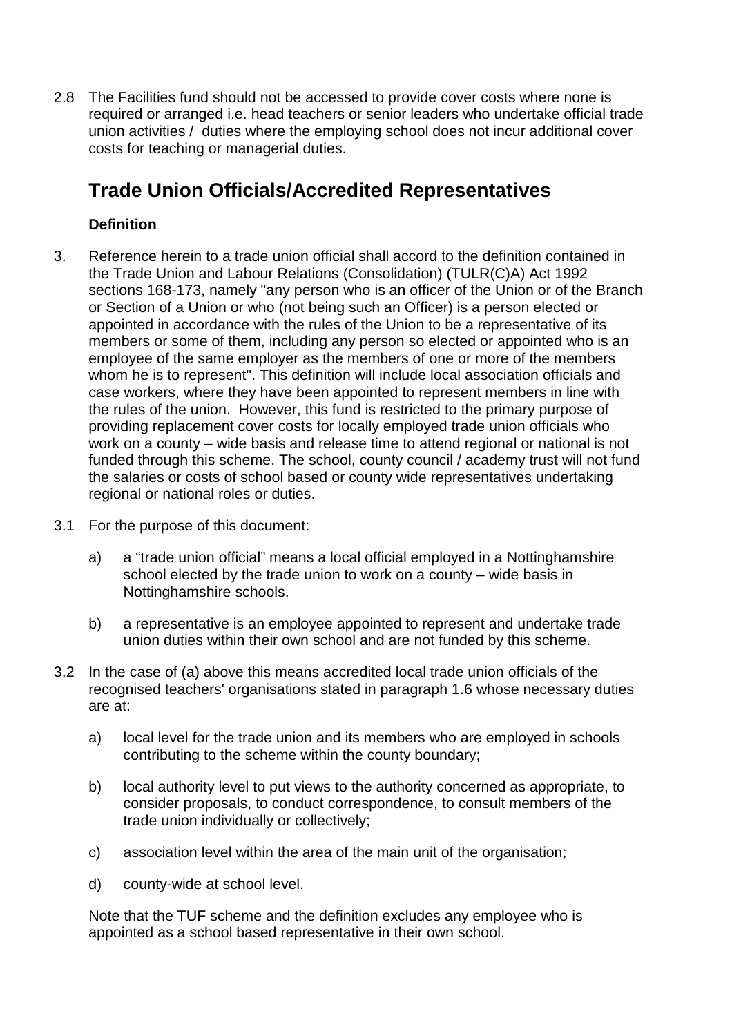2.8 The Facilities fund should not be accessed to provide cover costs where none is required or arranged i.e. head teachers or senior leaders who undertake official trade union activities / duties where the employing school does not incur additional cover costs for teaching or managerial duties.

## Trade Union Officials/Accredited Representatives

**Definition**

3. Reference herein to a trade union official shall accord to the definition contained in the Trade Union and Labour Relations (Consolidation) (TULR(C)A) Act 1992 sections 168-173, namely "any person who is an officer of the Union or of the Branch or Section of a Union or who (not being such an Officer) is a person elected or appointed in accordance with the rules of the Union to be a representative of its members or some of them, including any person so elected or appointed who is an employee of the same employer as the members of one or more of the members whom he is to represent". This definition will include local association officials and case workers, where they have been appointed to represent members in line with the rules of the union. However, this fund is restricted to the primary purpose of providing replacement cover costs for locally employed trade union officials who work on a county – wide basis and release time to attend regional or national is not funded through this scheme. The school, county council / academy trust will not fund the salaries or costs of school based or county wide representatives undertaking regional or national roles or duties.

3.1 For the purpose of this document:

a) a "trade union official" means a local official employed in a Nottinghamshire school elected by the trade union to work on a county – wide basis in Nottinghamshire schools.

b) a representative is an employee appointed to represent and undertake trade union duties within their own school and are not funded by this scheme.

3.2 In the case of (a) above this means accredited local trade union officials of the recognised teachers' organisations stated in paragraph 1.6 whose necessary duties are at:

a) local level for the trade union and its members who are employed in schools contributing to the scheme within the county boundary;

b) local authority level to put views to the authority concerned as appropriate, to consider proposals, to conduct correspondence, to consult members of the trade union individually or collectively;

c) association level within the area of the main unit of the organisation;

d) county-wide at school level.

Note that the TUF scheme and the definition excludes any employee who is appointed as a school based representative in their own school.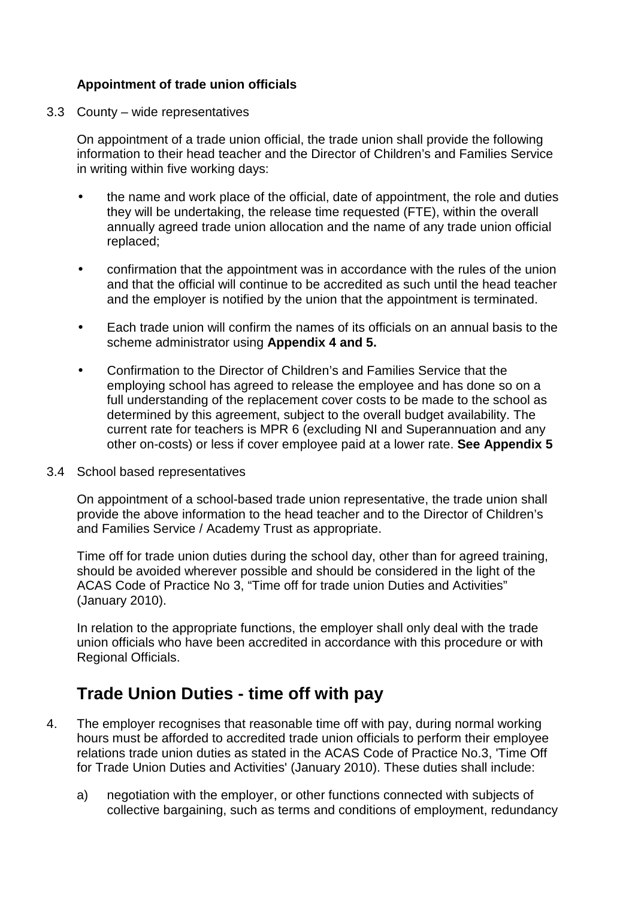**Appointment of trade union officials**

3.3 County – wide representatives

On appointment of a trade union official, the trade union shall provide the following information to their head teacher and the Director of Children's and Families Service in writing within five working days:

- the name and work place of the official, date of appointment, the role and duties they will be undertaking, the release time requested (FTE), within the overall annually agreed trade union allocation and the name of any trade union official replaced;
- confirmation that the appointment was in accordance with the rules of the union and that the official will continue to be accredited as such until the head teacher and the employer is notified by the union that the appointment is terminated.
- Each trade union will confirm the names of its officials on an annual basis to the scheme administrator using **Appendix 4 and 5.**
- Confirmation to the Director of Children's and Families Service that the employing school has agreed to release the employee and has done so on a full understanding of the replacement cover costs to be made to the school as determined by this agreement, subject to the overall budget availability. The current rate for teachers is MPR 6 (excluding NI and Superannuation and any other on-costs) or less if cover employee paid at a lower rate. **See Appendix 5**

3.4 School based representatives

On appointment of a school-based trade union representative, the trade union shall provide the above information to the head teacher and to the Director of Children's and Families Service / Academy Trust as appropriate.

Time off for trade union duties during the school day, other than for agreed training, should be avoided wherever possible and should be considered in the light of the ACAS Code of Practice No 3, "Time off for trade union Duties and Activities" (January 2010).

In relation to the appropriate functions, the employer shall only deal with the trade union officials who have been accredited in accordance with this procedure or with Regional Officials.

## Trade Union Duties - time off with pay

4. The employer recognises that reasonable time off with pay, during normal working hours must be afforded to accredited trade union officials to perform their employee relations trade union duties as stated in the ACAS Code of Practice No.3, 'Time Off for Trade Union Duties and Activities' (January 2010). These duties shall include:

   a) negotiation with the employer, or other functions connected with subjects of collective bargaining, such as terms and conditions of employment, redundancy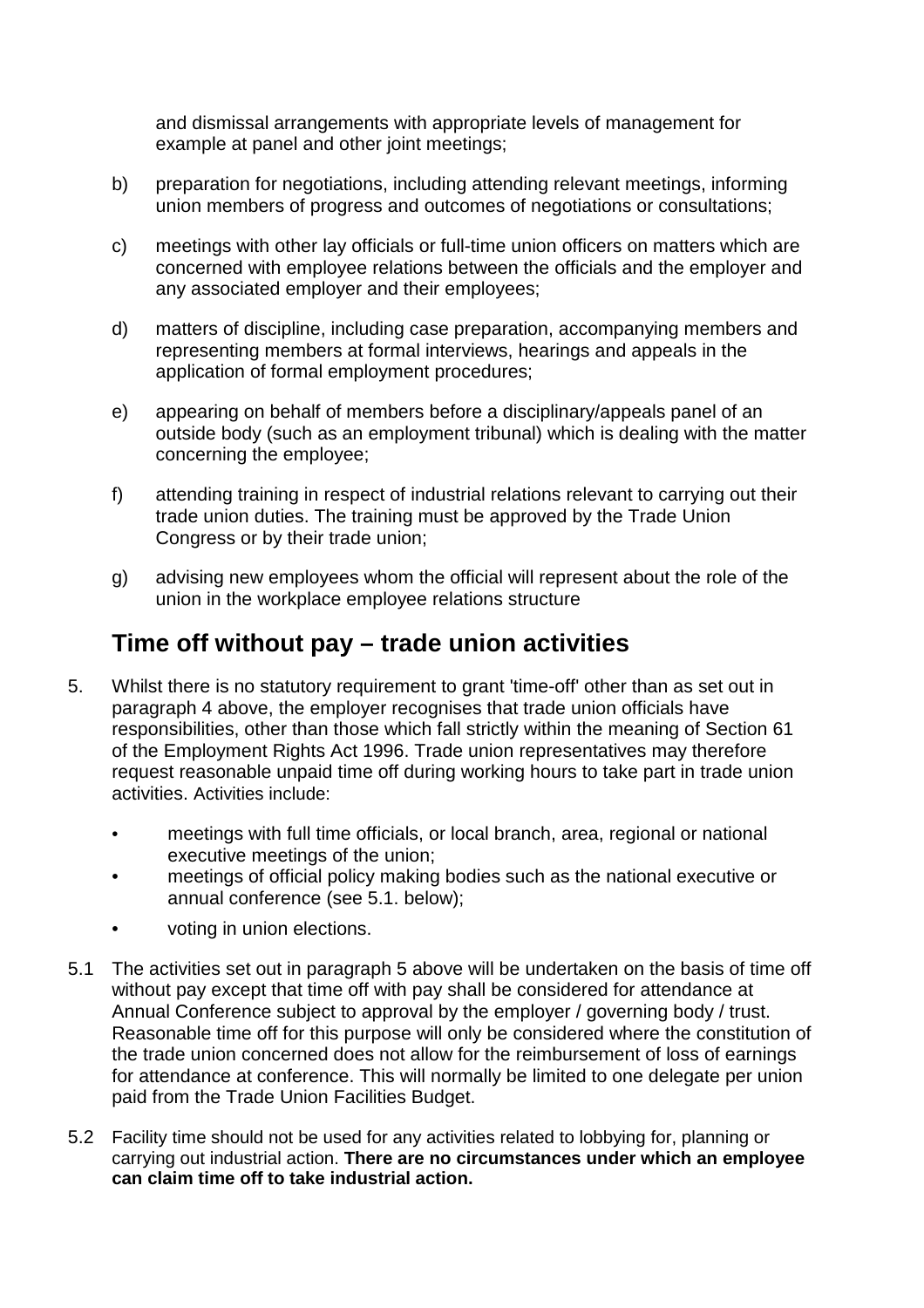and dismissal arrangements with appropriate levels of management for example at panel and other joint meetings;

b) preparation for negotiations, including attending relevant meetings, informing union members of progress and outcomes of negotiations or consultations;

c) meetings with other lay officials or full-time union officers on matters which are concerned with employee relations between the officials and the employer and any associated employer and their employees;

d) matters of discipline, including case preparation, accompanying members and representing members at formal interviews, hearings and appeals in the application of formal employment procedures;

e) appearing on behalf of members before a disciplinary/appeals panel of an outside body (such as an employment tribunal) which is dealing with the matter concerning the employee;

f) attending training in respect of industrial relations relevant to carrying out their trade union duties. The training must be approved by the Trade Union Congress or by their trade union;

g) advising new employees whom the official will represent about the role of the union in the workplace employee relations structure

## Time off without pay – trade union activities

5. Whilst there is no statutory requirement to grant 'time-off' other than as set out in paragraph 4 above, the employer recognises that trade union officials have responsibilities, other than those which fall strictly within the meaning of Section 61 of the Employment Rights Act 1996. Trade union representatives may therefore request reasonable unpaid time off during working hours to take part in trade union activities. Activities include:

   - meetings with full time officials, or local branch, area, regional or national executive meetings of the union;
   - meetings of official policy making bodies such as the national executive or annual conference (see 5.1. below);
   - voting in union elections.

5.1 The activities set out in paragraph 5 above will be undertaken on the basis of time off without pay except that time off with pay shall be considered for attendance at Annual Conference subject to approval by the employer / governing body / trust. Reasonable time off for this purpose will only be considered where the constitution of the trade union concerned does not allow for the reimbursement of loss of earnings for attendance at conference. This will normally be limited to one delegate per union paid from the Trade Union Facilities Budget.

5.2 Facility time should not be used for any activities related to lobbying for, planning or carrying out industrial action. **There are no circumstances under which an employee can claim time off to take industrial action.**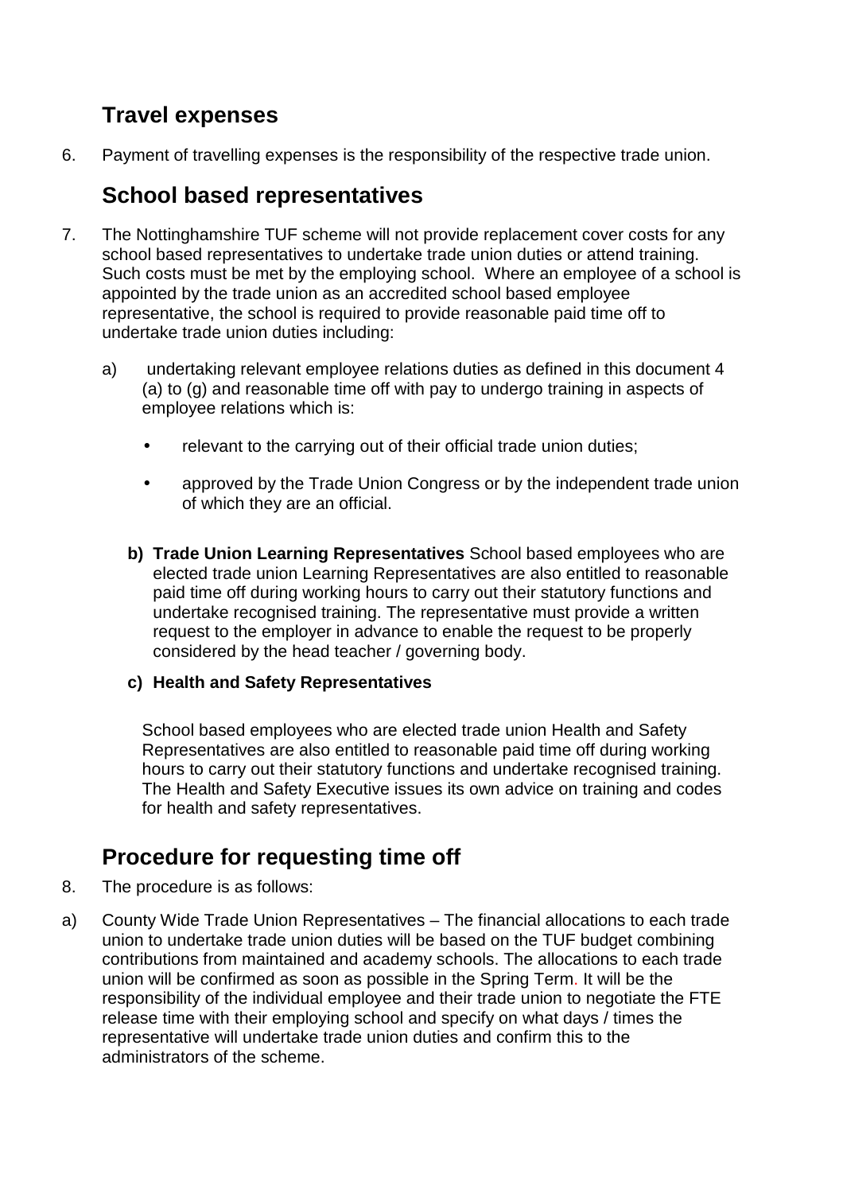## Travel expenses

6. Payment of travelling expenses is the responsibility of the respective trade union.

## School based representatives

7. The Nottinghamshire TUF scheme will not provide replacement cover costs for any school based representatives to undertake trade union duties or attend training. Such costs must be met by the employing school. Where an employee of a school is appointed by the trade union as an accredited school based employee representative, the school is required to provide reasonable paid time off to undertake trade union duties including:

   a) undertaking relevant employee relations duties as defined in this document 4 (a) to (g) and reasonable time off with pay to undergo training in aspects of employee relations which is:

      - relevant to the carrying out of their official trade union duties;
      - approved by the Trade Union Congress or by the independent trade union of which they are an official.

   **b) Trade Union Learning Representatives** School based employees who are elected trade union Learning Representatives are also entitled to reasonable paid time off during working hours to carry out their statutory functions and undertake recognised training. The representative must provide a written request to the employer in advance to enable the request to be properly considered by the head teacher / governing body.

   **c) Health and Safety Representatives**

   School based employees who are elected trade union Health and Safety Representatives are also entitled to reasonable paid time off during working hours to carry out their statutory functions and undertake recognised training. The Health and Safety Executive issues its own advice on training and codes for health and safety representatives.

## Procedure for requesting time off

8. The procedure is as follows:

a) County Wide Trade Union Representatives – The financial allocations to each trade union to undertake trade union duties will be based on the TUF budget combining contributions from maintained and academy schools. The allocations to each trade union will be confirmed as soon as possible in the Spring Term. It will be the responsibility of the individual employee and their trade union to negotiate the FTE release time with their employing school and specify on what days / times the representative will undertake trade union duties and confirm this to the administrators of the scheme.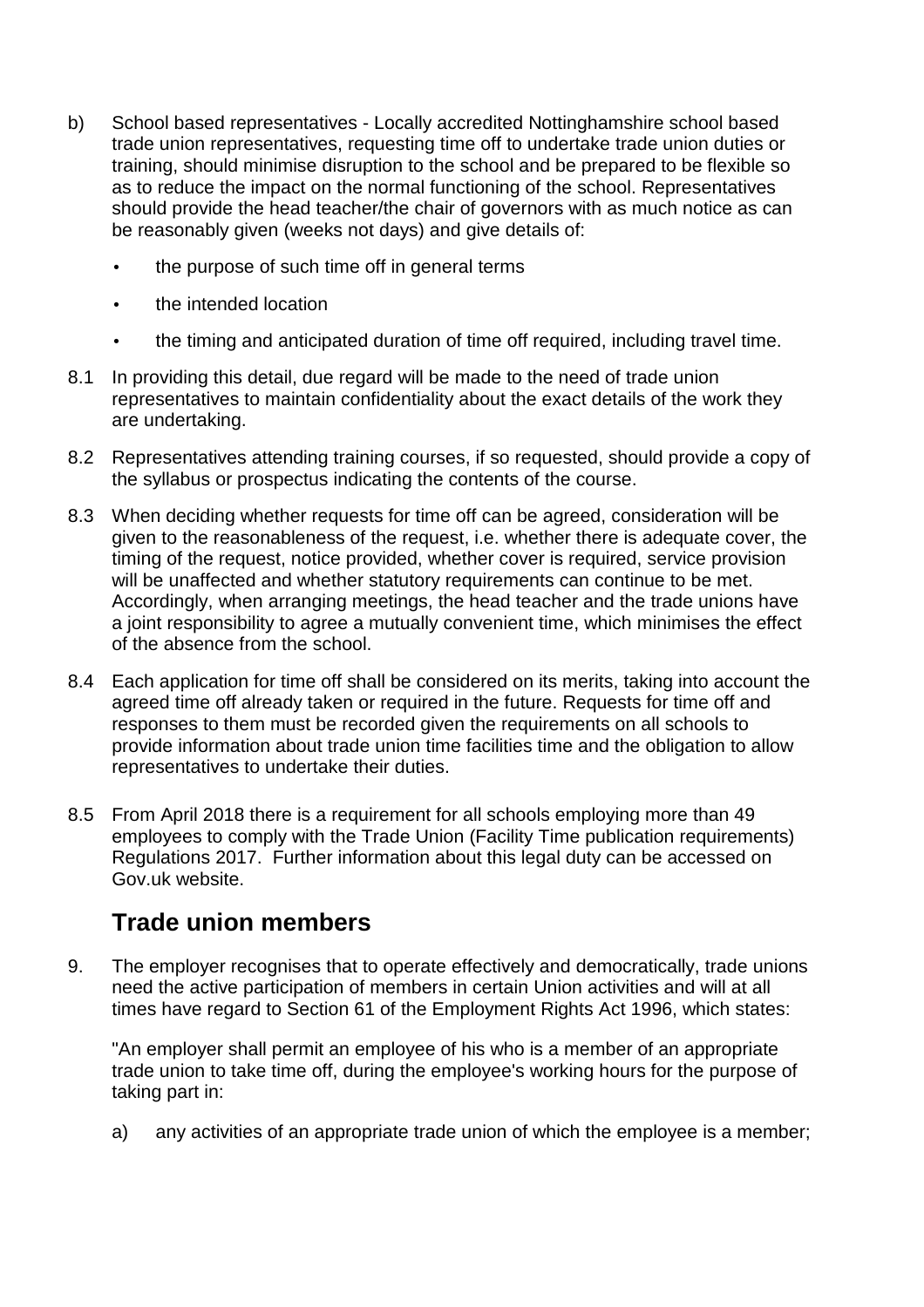b) School based representatives - Locally accredited Nottinghamshire school based trade union representatives, requesting time off to undertake trade union duties or training, should minimise disruption to the school and be prepared to be flexible so as to reduce the impact on the normal functioning of the school. Representatives should provide the head teacher/the chair of governors with as much notice as can be reasonably given (weeks not days) and give details of:

- the purpose of such time off in general terms
- the intended location
- the timing and anticipated duration of time off required, including travel time.

8.1 In providing this detail, due regard will be made to the need of trade union representatives to maintain confidentiality about the exact details of the work they are undertaking.

8.2 Representatives attending training courses, if so requested, should provide a copy of the syllabus or prospectus indicating the contents of the course.

8.3 When deciding whether requests for time off can be agreed, consideration will be given to the reasonableness of the request, i.e. whether there is adequate cover, the timing of the request, notice provided, whether cover is required, service provision will be unaffected and whether statutory requirements can continue to be met. Accordingly, when arranging meetings, the head teacher and the trade unions have a joint responsibility to agree a mutually convenient time, which minimises the effect of the absence from the school.

8.4 Each application for time off shall be considered on its merits, taking into account the agreed time off already taken or required in the future. Requests for time off and responses to them must be recorded given the requirements on all schools to provide information about trade union time facilities time and the obligation to allow representatives to undertake their duties.

8.5 From April 2018 there is a requirement for all schools employing more than 49 employees to comply with the Trade Union (Facility Time publication requirements) Regulations 2017. Further information about this legal duty can be accessed on Gov.uk website.

## Trade union members

9. The employer recognises that to operate effectively and democratically, trade unions need the active participation of members in certain Union activities and will at all times have regard to Section 61 of the Employment Rights Act 1996, which states:

"An employer shall permit an employee of his who is a member of an appropriate trade union to take time off, during the employee's working hours for the purpose of taking part in:

a) any activities of an appropriate trade union of which the employee is a member;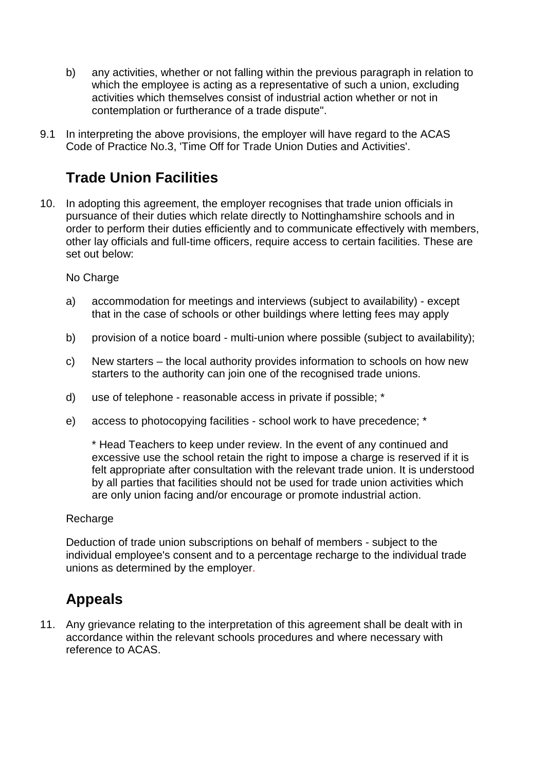b) any activities, whether or not falling within the previous paragraph in relation to which the employee is acting as a representative of such a union, excluding activities which themselves consist of industrial action whether or not in contemplation or furtherance of a trade dispute".

9.1 In interpreting the above provisions, the employer will have regard to the ACAS Code of Practice No.3, 'Time Off for Trade Union Duties and Activities'.

## Trade Union Facilities

10. In adopting this agreement, the employer recognises that trade union officials in pursuance of their duties which relate directly to Nottinghamshire schools and in order to perform their duties efficiently and to communicate effectively with members, other lay officials and full-time officers, require access to certain facilities. These are set out below:

No Charge

a) accommodation for meetings and interviews (subject to availability) - except that in the case of schools or other buildings where letting fees may apply

b) provision of a notice board - multi-union where possible (subject to availability);

c) New starters – the local authority provides information to schools on how new starters to the authority can join one of the recognised trade unions.

d) use of telephone - reasonable access in private if possible; *

e) access to photocopying facilities - school work to have precedence; *

* Head Teachers to keep under review. In the event of any continued and excessive use the school retain the right to impose a charge is reserved if it is felt appropriate after consultation with the relevant trade union. It is understood by all parties that facilities should not be used for trade union activities which are only union facing and/or encourage or promote industrial action.

Recharge

Deduction of trade union subscriptions on behalf of members - subject to the individual employee's consent and to a percentage recharge to the individual trade unions as determined by the employer.

## Appeals

11. Any grievance relating to the interpretation of this agreement shall be dealt with in accordance within the relevant schools procedures and where necessary with reference to ACAS.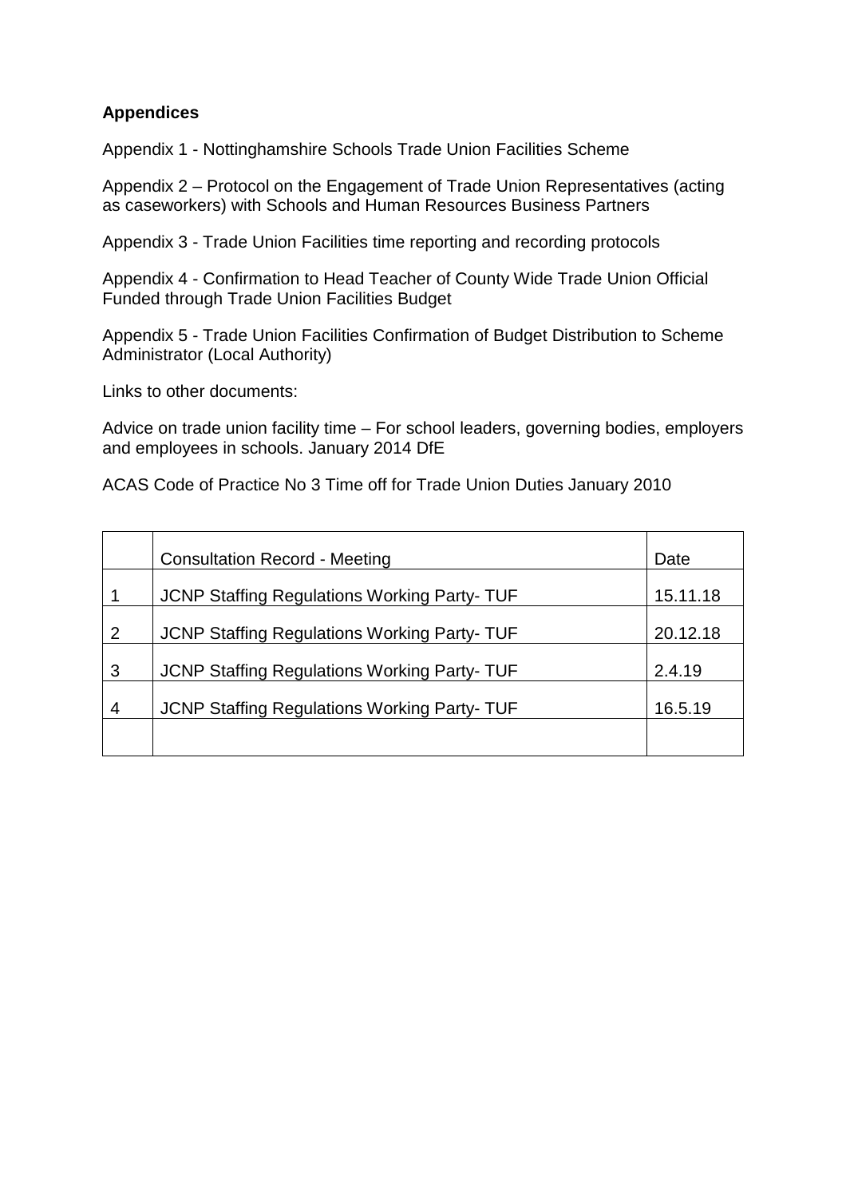**Appendices**

Appendix 1 - Nottinghamshire Schools Trade Union Facilities Scheme

Appendix 2 – Protocol on the Engagement of Trade Union Representatives (acting as caseworkers) with Schools and Human Resources Business Partners

Appendix 3 - Trade Union Facilities time reporting and recording protocols

Appendix 4 - Confirmation to Head Teacher of County Wide Trade Union Official Funded through Trade Union Facilities Budget

Appendix 5 - Trade Union Facilities Confirmation of Budget Distribution to Scheme Administrator (Local Authority)

Links to other documents:

Advice on trade union facility time – For school leaders, governing bodies, employers and employees in schools. January 2014 DfE

ACAS Code of Practice No 3 Time off for Trade Union Duties January 2010

| | Consultation Record - Meeting | Date |
|---|---|---|
| 1 | JCNP Staffing Regulations Working Party- TUF | 15.11.18 |
| 2 | JCNP Staffing Regulations Working Party- TUF | 20.12.18 |
| 3 | JCNP Staffing Regulations Working Party- TUF | 2.4.19 |
| 4 | JCNP Staffing Regulations Working Party- TUF | 16.5.19 |
| | | |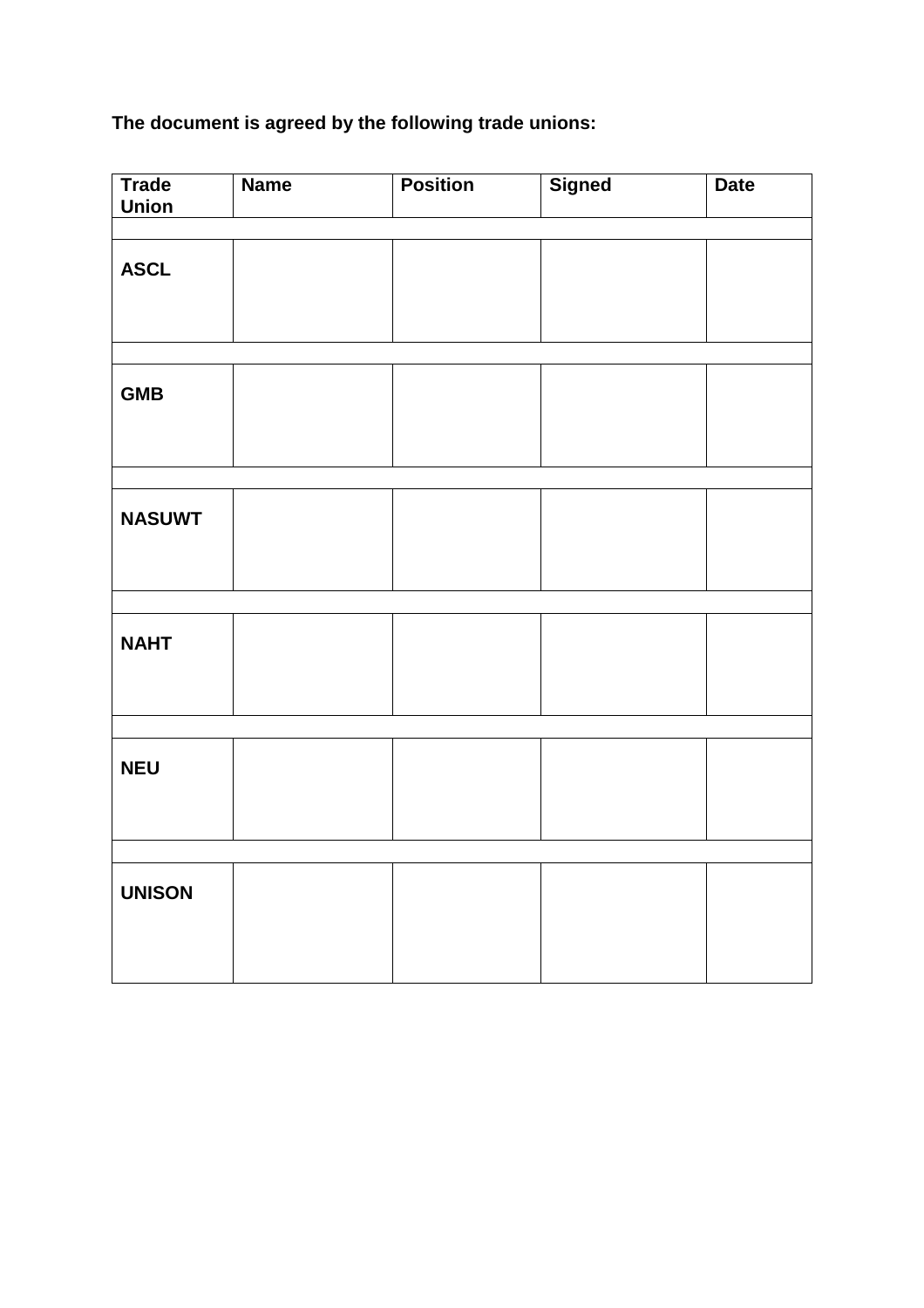**The document is agreed by the following trade unions:**

| Trade Union | Name | Position | Signed | Date |
|---|---|---|---|---|
| | | | | |
| **ASCL** | | | | |
| | | | | |
| **GMB** | | | | |
| | | | | |
| **NASUWT** | | | | |
| | | | | |
| **NAHT** | | | | |
| | | | | |
| **NEU** | | | | |
| | | | | |
| **UNISON** | | | | |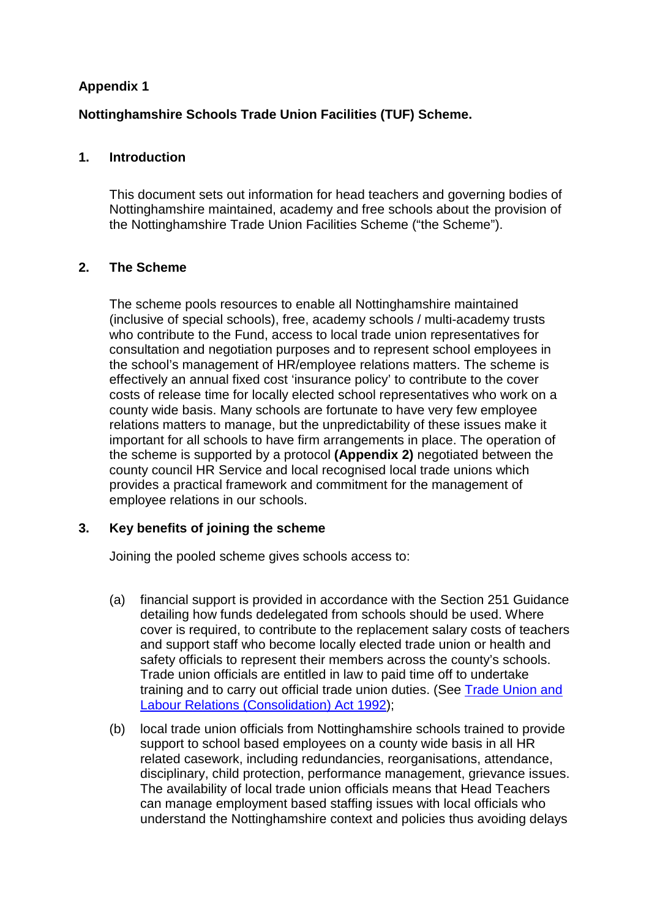**Appendix 1**

**Nottinghamshire Schools Trade Union Facilities (TUF) Scheme.**

## 1. Introduction

This document sets out information for head teachers and governing bodies of Nottinghamshire maintained, academy and free schools about the provision of the Nottinghamshire Trade Union Facilities Scheme (“the Scheme”).

## 2. The Scheme

The scheme pools resources to enable all Nottinghamshire maintained (inclusive of special schools), free, academy schools / multi-academy trusts who contribute to the Fund, access to local trade union representatives for consultation and negotiation purposes and to represent school employees in the school’s management of HR/employee relations matters. The scheme is effectively an annual fixed cost ‘insurance policy’ to contribute to the cover costs of release time for locally elected school representatives who work on a county wide basis. Many schools are fortunate to have very few employee relations matters to manage, but the unpredictability of these issues make it important for all schools to have firm arrangements in place. The operation of the scheme is supported by a protocol **(Appendix 2)** negotiated between the county council HR Service and local recognised local trade unions which provides a practical framework and commitment for the management of employee relations in our schools.

## 3. Key benefits of joining the scheme

Joining the pooled scheme gives schools access to:

(a) financial support is provided in accordance with the Section 251 Guidance detailing how funds dedelegated from schools should be used. Where cover is required, to contribute to the replacement salary costs of teachers and support staff who become locally elected trade union or health and safety officials to represent their members across the county’s schools. Trade union officials are entitled in law to paid time off to undertake training and to carry out official trade union duties. (See [Trade Union and Labour Relations (Consolidation) Act 1992]);

(b) local trade union officials from Nottinghamshire schools trained to provide support to school based employees on a county wide basis in all HR related casework, including redundancies, reorganisations, attendance, disciplinary, child protection, performance management, grievance issues. The availability of local trade union officials means that Head Teachers can manage employment based staffing issues with local officials who understand the Nottinghamshire context and policies thus avoiding delays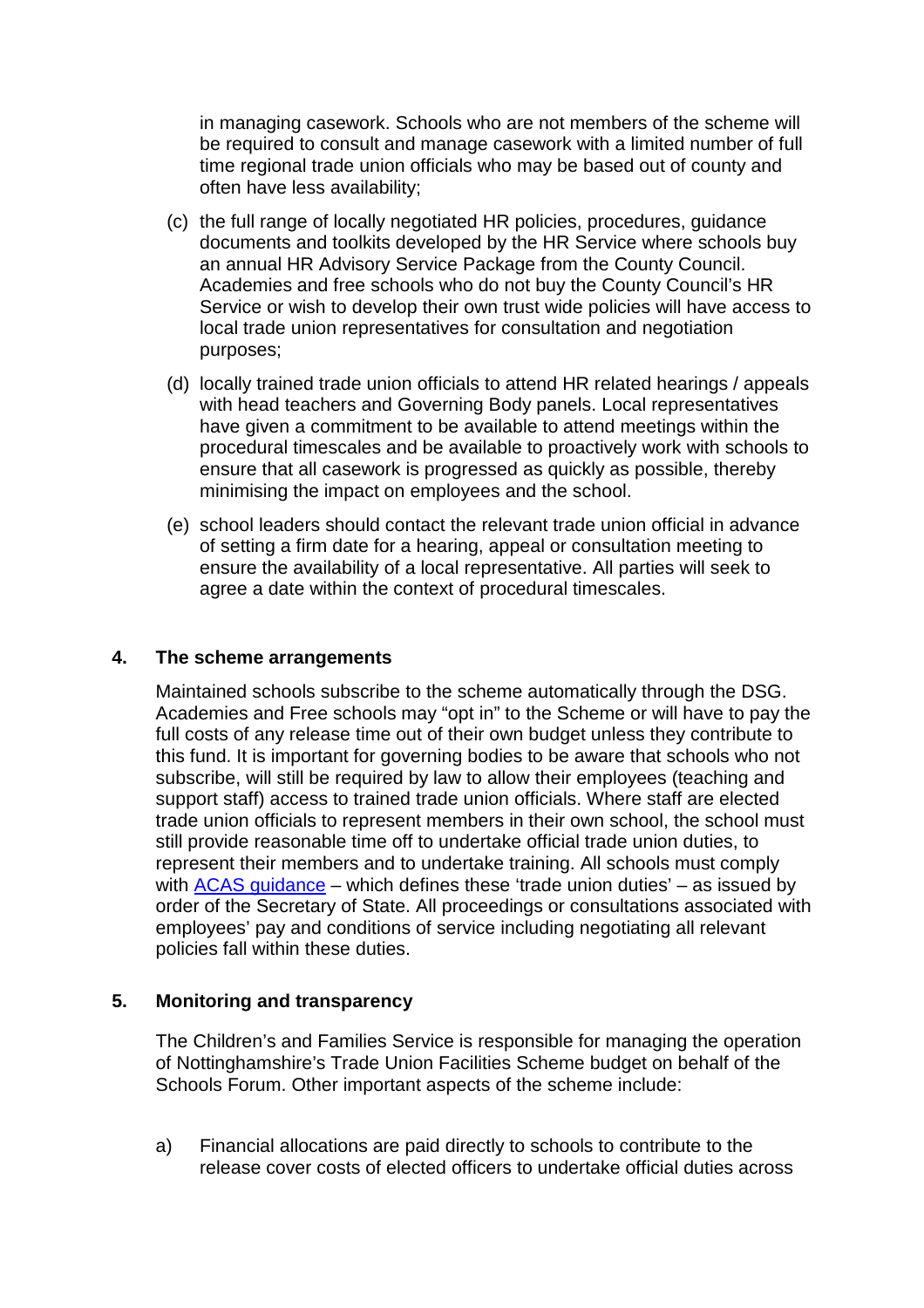in managing casework. Schools who are not members of the scheme will be required to consult and manage casework with a limited number of full time regional trade union officials who may be based out of county and often have less availability;

(c) the full range of locally negotiated HR policies, procedures, guidance documents and toolkits developed by the HR Service where schools buy an annual HR Advisory Service Package from the County Council. Academies and free schools who do not buy the County Council's HR Service or wish to develop their own trust wide policies will have access to local trade union representatives for consultation and negotiation purposes;

(d) locally trained trade union officials to attend HR related hearings / appeals with head teachers and Governing Body panels. Local representatives have given a commitment to be available to attend meetings within the procedural timescales and be available to proactively work with schools to ensure that all casework is progressed as quickly as possible, thereby minimising the impact on employees and the school.

(e) school leaders should contact the relevant trade union official in advance of setting a firm date for a hearing, appeal or consultation meeting to ensure the availability of a local representative. All parties will seek to agree a date within the context of procedural timescales.

## 4. The scheme arrangements

Maintained schools subscribe to the scheme automatically through the DSG. Academies and Free schools may "opt in" to the Scheme or will have to pay the full costs of any release time out of their own budget unless they contribute to this fund. It is important for governing bodies to be aware that schools who not subscribe, will still be required by law to allow their employees (teaching and support staff) access to trained trade union officials. Where staff are elected trade union officials to represent members in their own school, the school must still provide reasonable time off to undertake official trade union duties, to represent their members and to undertake training. All schools must comply with ACAS guidance – which defines these 'trade union duties' – as issued by order of the Secretary of State. All proceedings or consultations associated with employees' pay and conditions of service including negotiating all relevant policies fall within these duties.

## 5. Monitoring and transparency

The Children's and Families Service is responsible for managing the operation of Nottinghamshire's Trade Union Facilities Scheme budget on behalf of the Schools Forum. Other important aspects of the scheme include:

a) Financial allocations are paid directly to schools to contribute to the release cover costs of elected officers to undertake official duties across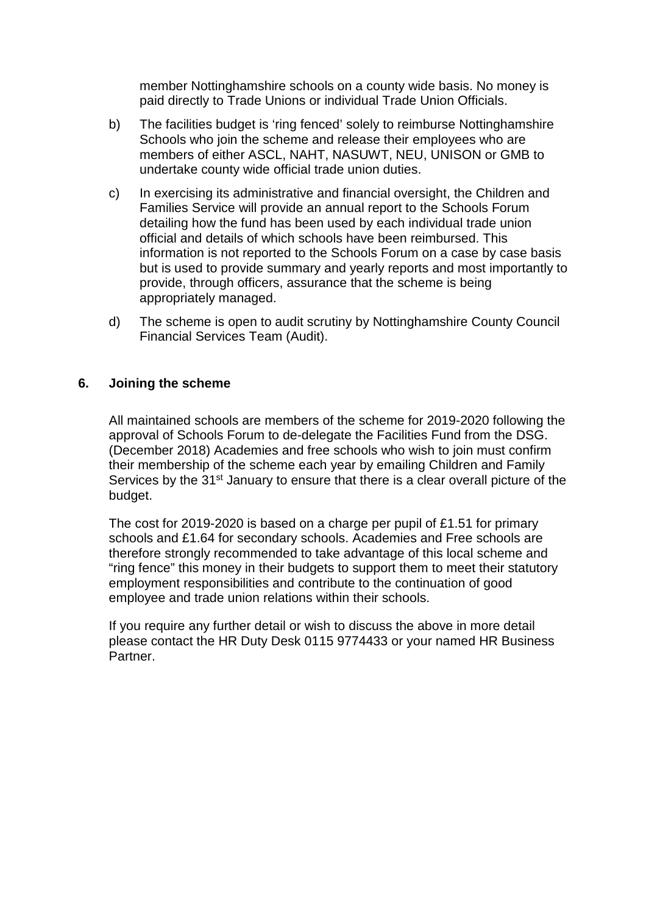member Nottinghamshire schools on a county wide basis. No money is paid directly to Trade Unions or individual Trade Union Officials.

b) The facilities budget is 'ring fenced' solely to reimburse Nottinghamshire Schools who join the scheme and release their employees who are members of either ASCL, NAHT, NASUWT, NEU, UNISON or GMB to undertake county wide official trade union duties.

c) In exercising its administrative and financial oversight, the Children and Families Service will provide an annual report to the Schools Forum detailing how the fund has been used by each individual trade union official and details of which schools have been reimbursed. This information is not reported to the Schools Forum on a case by case basis but is used to provide summary and yearly reports and most importantly to provide, through officers, assurance that the scheme is being appropriately managed.

d) The scheme is open to audit scrutiny by Nottinghamshire County Council Financial Services Team (Audit).

## 6. Joining the scheme

All maintained schools are members of the scheme for 2019-2020 following the approval of Schools Forum to de-delegate the Facilities Fund from the DSG. (December 2018) Academies and free schools who wish to join must confirm their membership of the scheme each year by emailing Children and Family Services by the 31st January to ensure that there is a clear overall picture of the budget.

The cost for 2019-2020 is based on a charge per pupil of £1.51 for primary schools and £1.64 for secondary schools. Academies and Free schools are therefore strongly recommended to take advantage of this local scheme and "ring fence" this money in their budgets to support them to meet their statutory employment responsibilities and contribute to the continuation of good employee and trade union relations within their schools.

If you require any further detail or wish to discuss the above in more detail please contact the HR Duty Desk 0115 9774433 or your named HR Business Partner.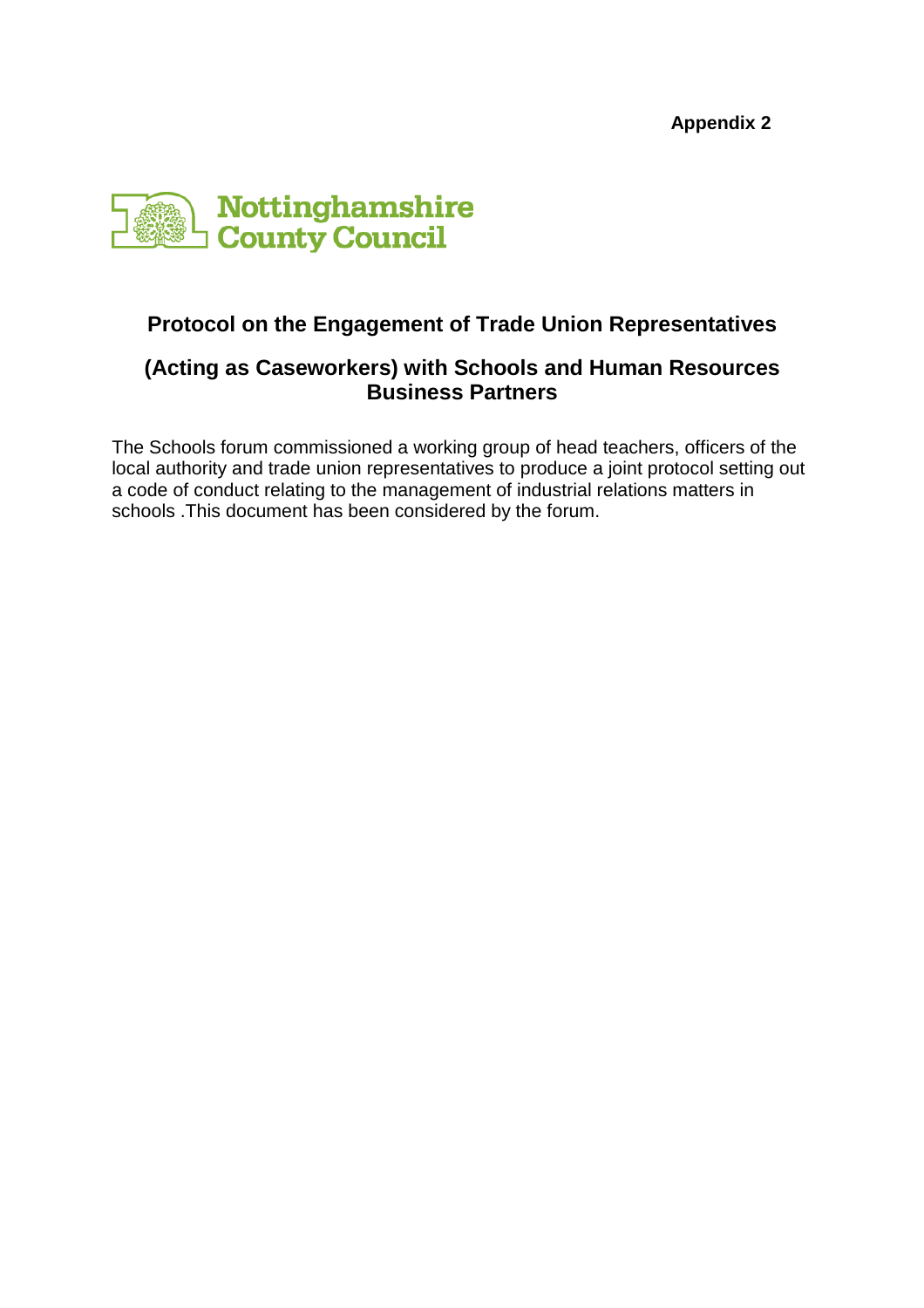**Appendix 2**

Nottinghamshire County Council

## Protocol on the Engagement of Trade Union Representatives

## (Acting as Caseworkers) with Schools and Human Resources Business Partners

The Schools forum commissioned a working group of head teachers, officers of the local authority and trade union representatives to produce a joint protocol setting out a code of conduct relating to the management of industrial relations matters in schools .This document has been considered by the forum.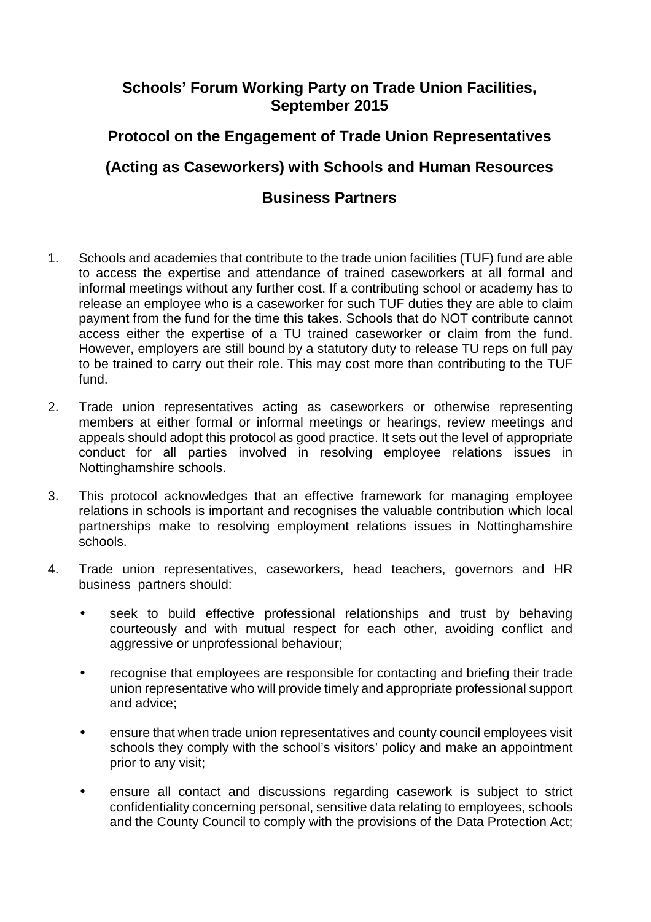## Schools' Forum Working Party on Trade Union Facilities, September 2015

## Protocol on the Engagement of Trade Union Representatives (Acting as Caseworkers) with Schools and Human Resources Business Partners

1. Schools and academies that contribute to the trade union facilities (TUF) fund are able to access the expertise and attendance of trained caseworkers at all formal and informal meetings without any further cost. If a contributing school or academy has to release an employee who is a caseworker for such TUF duties they are able to claim payment from the fund for the time this takes. Schools that do NOT contribute cannot access either the expertise of a TU trained caseworker or claim from the fund. However, employers are still bound by a statutory duty to release TU reps on full pay to be trained to carry out their role. This may cost more than contributing to the TUF fund.

2. Trade union representatives acting as caseworkers or otherwise representing members at either formal or informal meetings or hearings, review meetings and appeals should adopt this protocol as good practice. It sets out the level of appropriate conduct for all parties involved in resolving employee relations issues in Nottinghamshire schools.

3. This protocol acknowledges that an effective framework for managing employee relations in schools is important and recognises the valuable contribution which local partnerships make to resolving employment relations issues in Nottinghamshire schools.

4. Trade union representatives, caseworkers, head teachers, governors and HR business partners should:

   - seek to build effective professional relationships and trust by behaving courteously and with mutual respect for each other, avoiding conflict and aggressive or unprofessional behaviour;

   - recognise that employees are responsible for contacting and briefing their trade union representative who will provide timely and appropriate professional support and advice;

   - ensure that when trade union representatives and county council employees visit schools they comply with the school's visitors' policy and make an appointment prior to any visit;

   - ensure all contact and discussions regarding casework is subject to strict confidentiality concerning personal, sensitive data relating to employees, schools and the County Council to comply with the provisions of the Data Protection Act;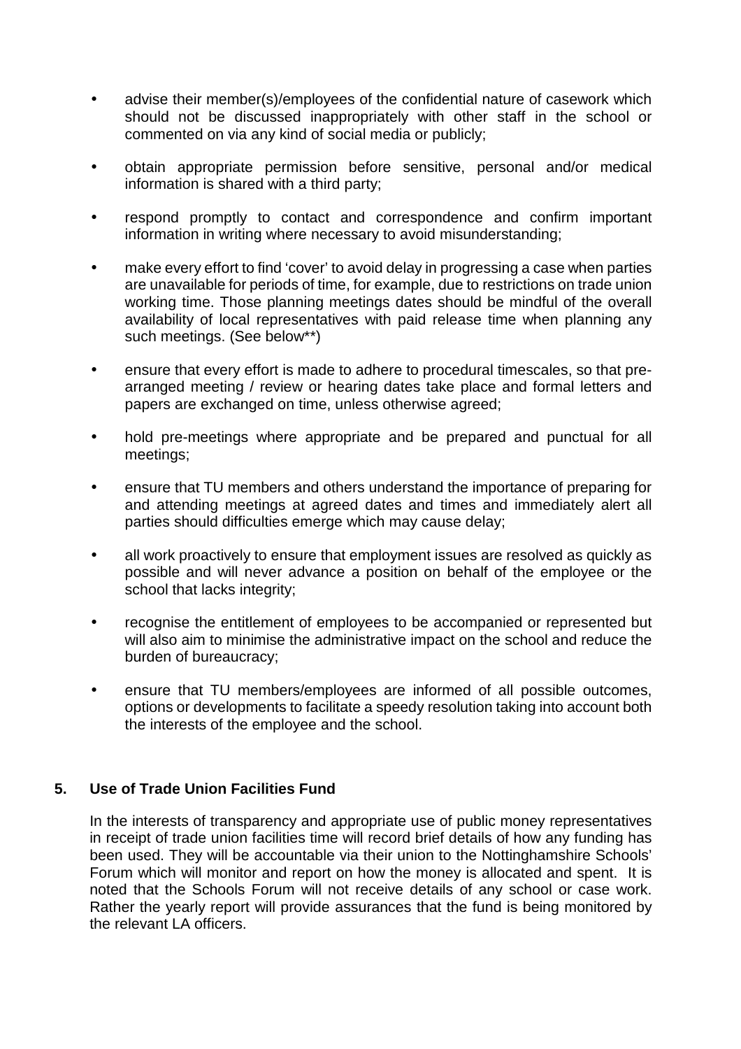- advise their member(s)/employees of the confidential nature of casework which should not be discussed inappropriately with other staff in the school or commented on via any kind of social media or publicly;

- obtain appropriate permission before sensitive, personal and/or medical information is shared with a third party;

- respond promptly to contact and correspondence and confirm important information in writing where necessary to avoid misunderstanding;

- make every effort to find 'cover' to avoid delay in progressing a case when parties are unavailable for periods of time, for example, due to restrictions on trade union working time. Those planning meetings dates should be mindful of the overall availability of local representatives with paid release time when planning any such meetings. (See below**)

- ensure that every effort is made to adhere to procedural timescales, so that pre-arranged meeting / review or hearing dates take place and formal letters and papers are exchanged on time, unless otherwise agreed;

- hold pre-meetings where appropriate and be prepared and punctual for all meetings;

- ensure that TU members and others understand the importance of preparing for and attending meetings at agreed dates and times and immediately alert all parties should difficulties emerge which may cause delay;

- all work proactively to ensure that employment issues are resolved as quickly as possible and will never advance a position on behalf of the employee or the school that lacks integrity;

- recognise the entitlement of employees to be accompanied or represented but will also aim to minimise the administrative impact on the school and reduce the burden of bureaucracy;

- ensure that TU members/employees are informed of all possible outcomes, options or developments to facilitate a speedy resolution taking into account both the interests of the employee and the school.

## 5. Use of Trade Union Facilities Fund

In the interests of transparency and appropriate use of public money representatives in receipt of trade union facilities time will record brief details of how any funding has been used. They will be accountable via their union to the Nottinghamshire Schools' Forum which will monitor and report on how the money is allocated and spent. It is noted that the Schools Forum will not receive details of any school or case work. Rather the yearly report will provide assurances that the fund is being monitored by the relevant LA officers.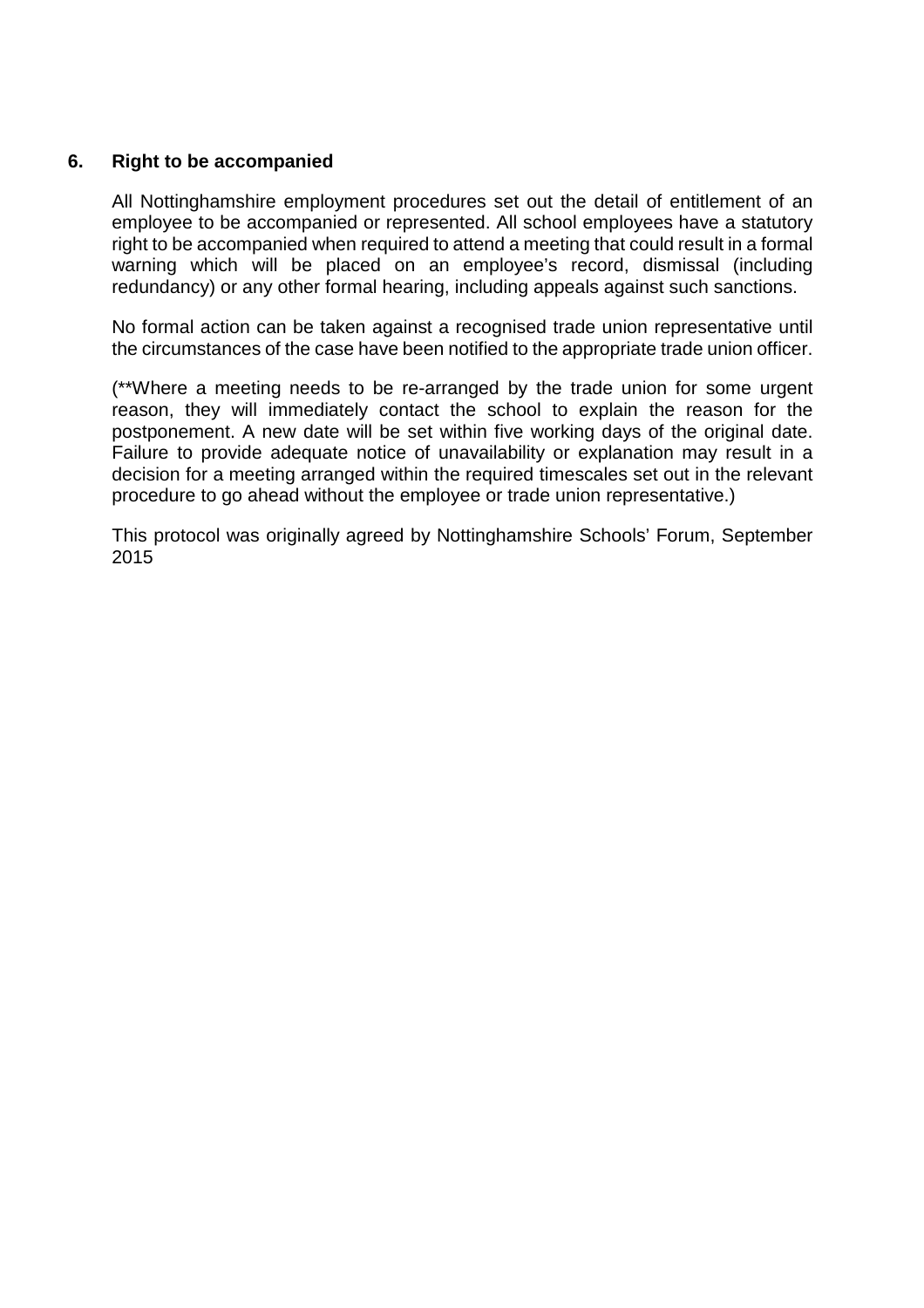## 6. Right to be accompanied

All Nottinghamshire employment procedures set out the detail of entitlement of an employee to be accompanied or represented. All school employees have a statutory right to be accompanied when required to attend a meeting that could result in a formal warning which will be placed on an employee's record, dismissal (including redundancy) or any other formal hearing, including appeals against such sanctions.

No formal action can be taken against a recognised trade union representative until the circumstances of the case have been notified to the appropriate trade union officer.

(**Where a meeting needs to be re-arranged by the trade union for some urgent reason, they will immediately contact the school to explain the reason for the postponement. A new date will be set within five working days of the original date. Failure to provide adequate notice of unavailability or explanation may result in a decision for a meeting arranged within the required timescales set out in the relevant procedure to go ahead without the employee or trade union representative.)

This protocol was originally agreed by Nottinghamshire Schools' Forum, September 2015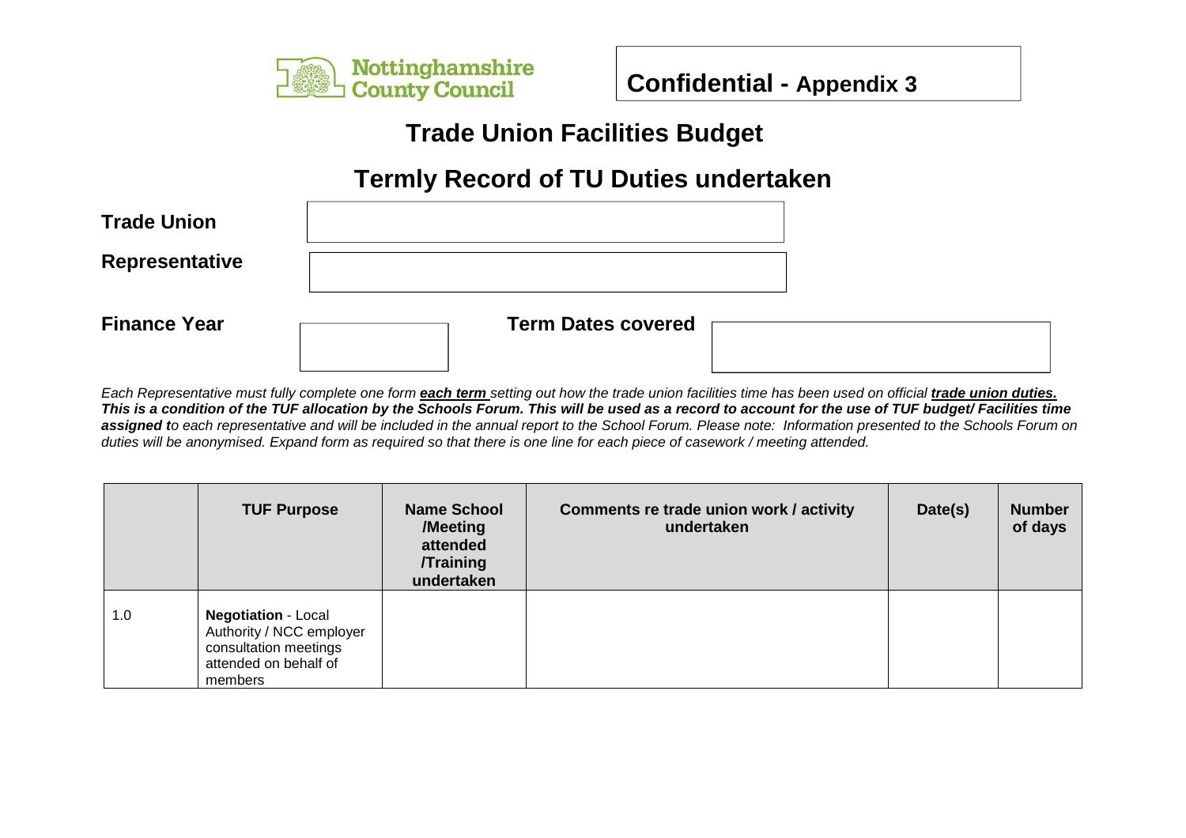Nottinghamshire County Council

**Confidential - Appendix 3**

## Trade Union Facilities Budget

## Termly Record of TU Duties undertaken

**Trade Union**

**Representative**

**Finance Year** | **Term Dates covered**

*Each Representative must fully complete one form* ***each term*** *setting out how the trade union facilities time has been used on official* ***trade union duties. This is a condition of the TUF allocation by the Schools Forum. This will be used as a record to account for the use of TUF budget/ Facilities time assigned t****o each representative and will be included in the annual report to the School Forum. Please note: Information presented to the Schools Forum on duties will be anonymised. Expand form as required so that there is one line for each piece of casework / meeting attended.*

| | TUF Purpose | Name School /Meeting attended /Training undertaken | Comments re trade union work / activity undertaken | Date(s) | Number of days |
|---|---|---|---|---|---|
| 1.0 | **Negotiation** - Local Authority / NCC employer consultation meetings attended on behalf of members | | | | |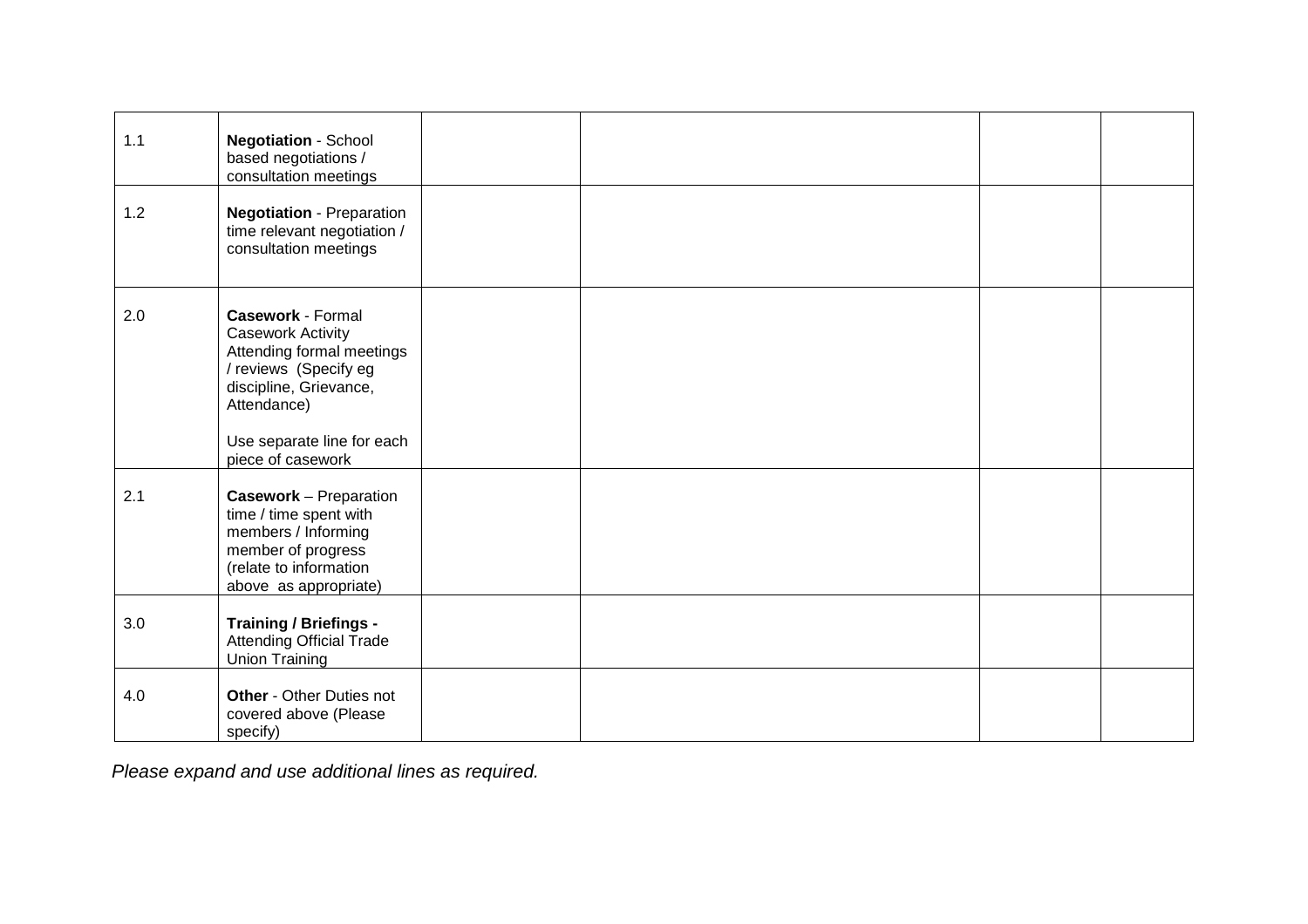| | | | | | |
|---|---|---|---|---|---|
| 1.1 | **Negotiation** - School based negotiations / consultation meetings | | | | |
| 1.2 | **Negotiation** - Preparation time relevant negotiation / consultation meetings | | | | |
| 2.0 | **Casework** - Formal Casework Activity Attending formal meetings / reviews (Specify eg discipline, Grievance, Attendance)<br><br>Use separate line for each piece of casework | | | | |
| 2.1 | **Casework** – Preparation time / time spent with members / Informing member of progress (relate to information above as appropriate) | | | | |
| 3.0 | **Training / Briefings -** Attending Official Trade Union Training | | | | |
| 4.0 | **Other** - Other Duties not covered above (Please specify) | | | | |

*Please expand and use additional lines as required.*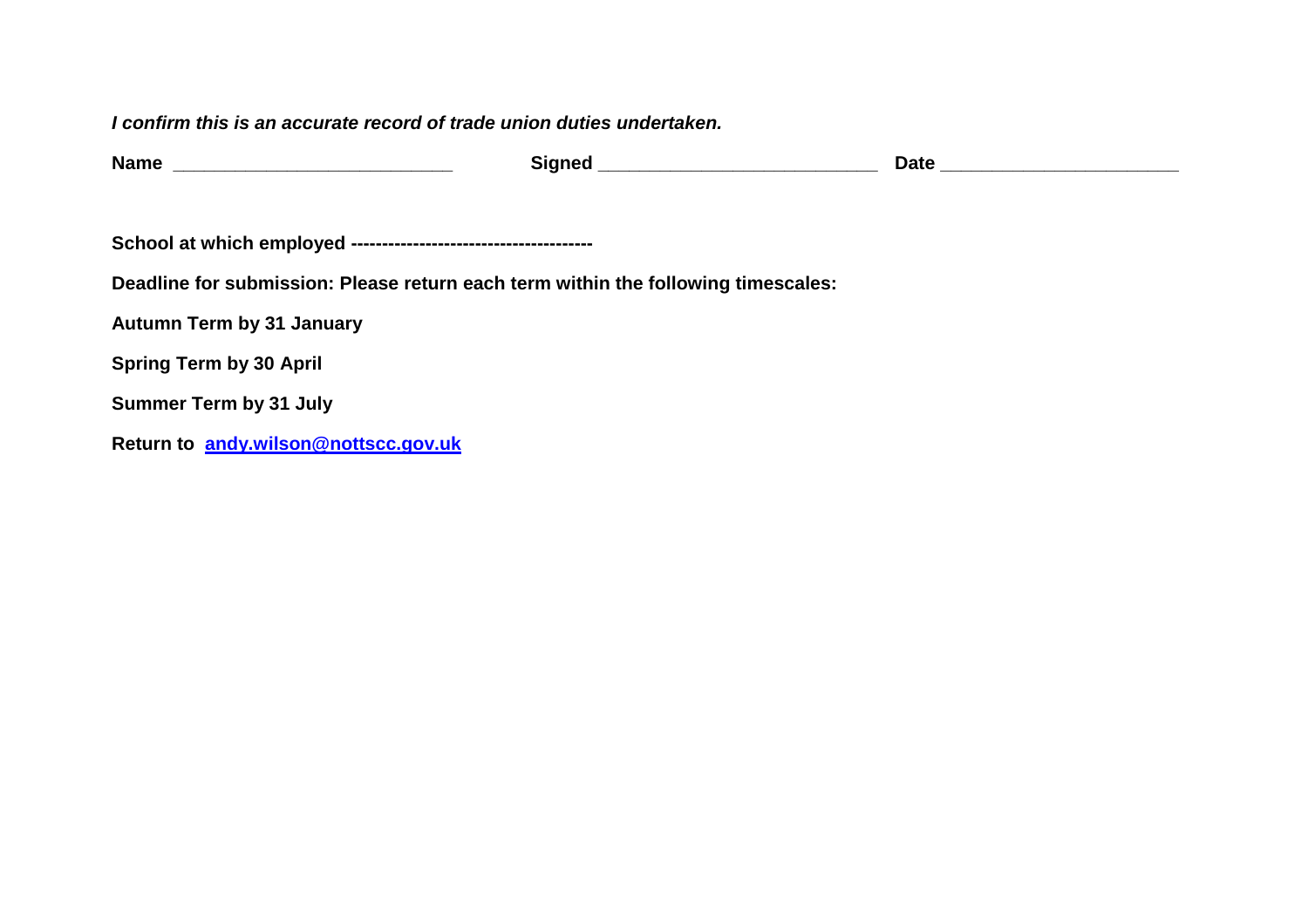***I confirm this is an accurate record of trade union duties undertaken.***

**Name** ___________________________ **Signed** ___________________________ **Date** _______________________

**School at which employed ---------------------------------------**

**Deadline for submission: Please return each term within the following timescales:**

**Autumn Term by 31 January**

**Spring Term by 30 April**

**Summer Term by 31 July**

**Return to [andy.wilson@nottscc.gov.uk](mailto:andy.wilson@nottscc.gov.uk)**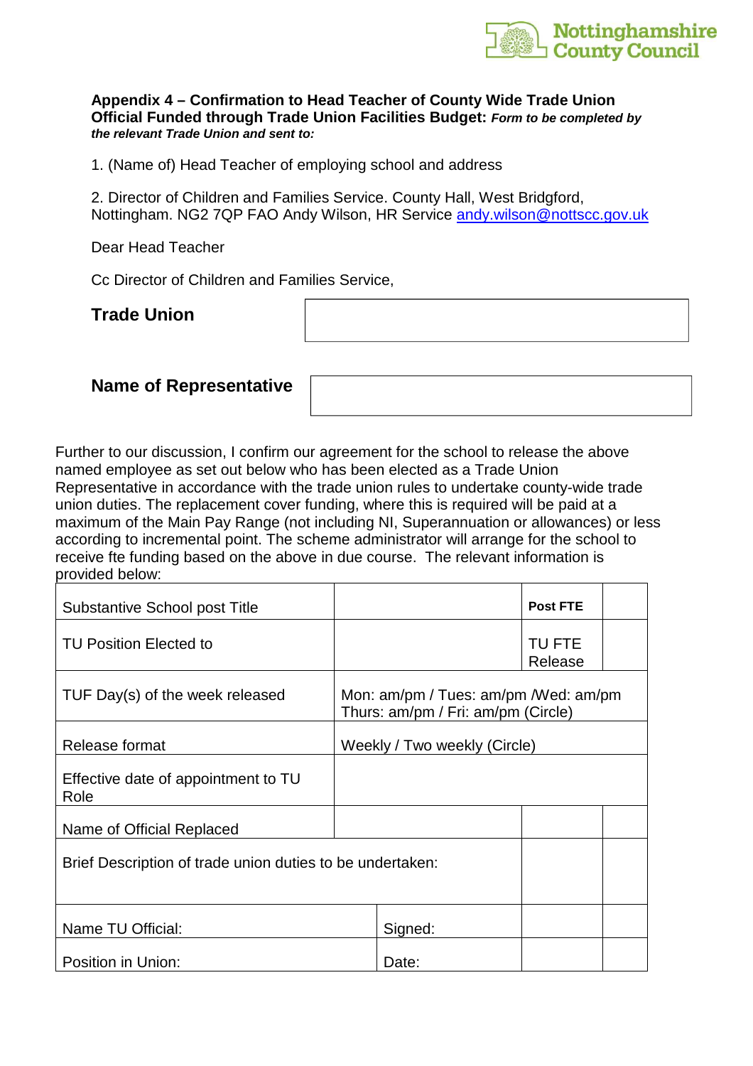**Appendix 4 – Confirmation to Head Teacher of County Wide Trade Union Official Funded through Trade Union Facilities Budget:** ***Form to be completed by the relevant Trade Union and sent to:***

1. (Name of) Head Teacher of employing school and address

2. Director of Children and Families Service. County Hall, West Bridgford, Nottingham. NG2 7QP FAO Andy Wilson, HR Service andy.wilson@nottscc.gov.uk

Dear Head Teacher

Cc Director of Children and Families Service,

| | |
|---|---|
| **Trade Union** | |
| **Name of Representative** | |

Further to our discussion, I confirm our agreement for the school to release the above named employee as set out below who has been elected as a Trade Union Representative in accordance with the trade union rules to undertake county-wide trade union duties. The replacement cover funding, where this is required will be paid at a maximum of the Main Pay Range (not including NI, Superannuation or allowances) or less according to incremental point. The scheme administrator will arrange for the school to receive fte funding based on the above in due course. The relevant information is provided below:

| | | | |
|---|---|---|---|
| Substantive School post Title | | **Post FTE** | |
| TU Position Elected to | | TU FTE Release | |
| TUF Day(s) of the week released | Mon: am/pm / Tues: am/pm /Wed: am/pm Thurs: am/pm / Fri: am/pm (Circle) | | |
| Release format | Weekly / Two weekly (Circle) | | |
| Effective date of appointment to TU Role | | | |
| Name of Official Replaced | | | |
| Brief Description of trade union duties to be undertaken: | | | |
| Name TU Official: | Signed: | | |
| Position in Union: | Date: | | |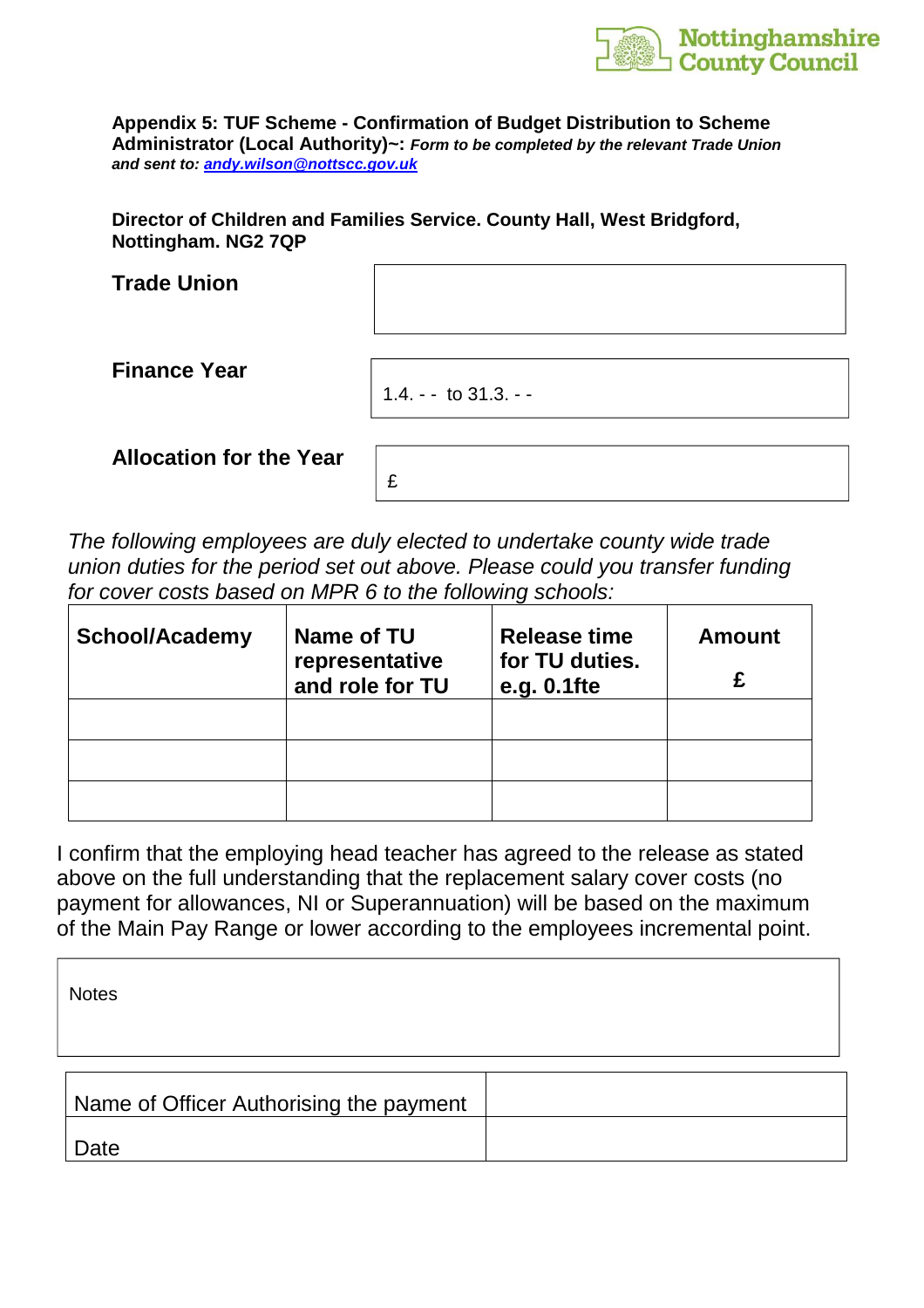**Appendix 5: TUF Scheme - Confirmation of Budget Distribution to Scheme Administrator (Local Authority)~:** ***Form to be completed by the relevant Trade Union and sent to: andy.wilson@nottscc.gov.uk***

**Director of Children and Families Service. County Hall, West Bridgford, Nottingham. NG2 7QP**

| | |
|---|---|
| **Trade Union** | |
| **Finance Year** | 1.4. - - to 31.3. - - |
| **Allocation for the Year** | £ |

*The following employees are duly elected to undertake county wide trade union duties for the period set out above. Please could you transfer funding for cover costs based on MPR 6 to the following schools:*

| School/Academy | Name of TU representative and role for TU | Release time for TU duties. e.g. 0.1fte | Amount £ |
|---|---|---|---|
| | | | |
| | | | |
| | | | |

I confirm that the employing head teacher has agreed to the release as stated above on the full understanding that the replacement salary cover costs (no payment for allowances, NI or Superannuation) will be based on the maximum of the Main Pay Range or lower according to the employees incremental point.

| |
|---|
| Notes |

| | |
|---|---|
| Name of Officer Authorising the payment | |
| Date | |